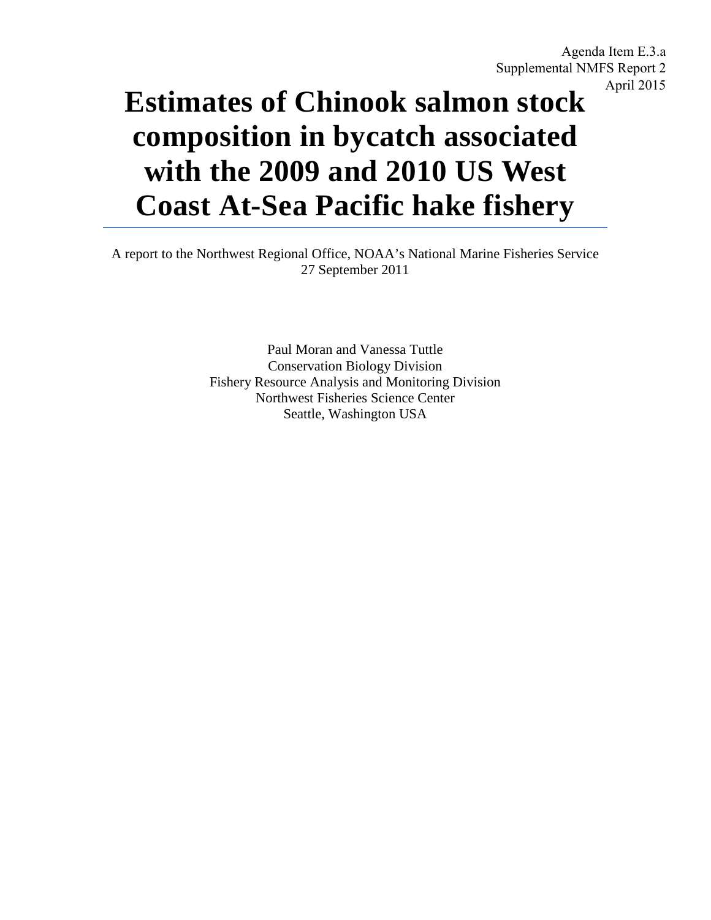Agenda Item E.3.a
Supplemental NMFS Report 2
April 2015

# Estimates of Chinook salmon stock composition in bycatch associated with the 2009 and 2010 US West Coast At-Sea Pacific hake fishery

A report to the Northwest Regional Office, NOAA's National Marine Fisheries Service
27 September 2011

Paul Moran and Vanessa Tuttle
Conservation Biology Division
Fishery Resource Analysis and Monitoring Division
Northwest Fisheries Science Center
Seattle, Washington USA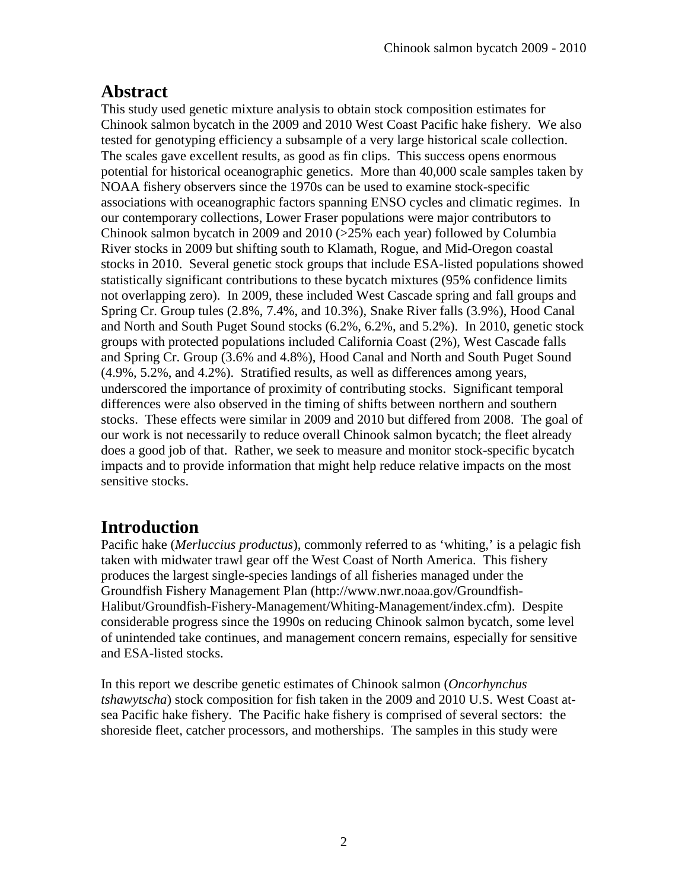## Abstract

This study used genetic mixture analysis to obtain stock composition estimates for Chinook salmon bycatch in the 2009 and 2010 West Coast Pacific hake fishery. We also tested for genotyping efficiency a subsample of a very large historical scale collection. The scales gave excellent results, as good as fin clips. This success opens enormous potential for historical oceanographic genetics. More than 40,000 scale samples taken by NOAA fishery observers since the 1970s can be used to examine stock-specific associations with oceanographic factors spanning ENSO cycles and climatic regimes. In our contemporary collections, Lower Fraser populations were major contributors to Chinook salmon bycatch in 2009 and 2010 (>25% each year) followed by Columbia River stocks in 2009 but shifting south to Klamath, Rogue, and Mid-Oregon coastal stocks in 2010. Several genetic stock groups that include ESA-listed populations showed statistically significant contributions to these bycatch mixtures (95% confidence limits not overlapping zero). In 2009, these included West Cascade spring and fall groups and Spring Cr. Group tules (2.8%, 7.4%, and 10.3%), Snake River falls (3.9%), Hood Canal and North and South Puget Sound stocks (6.2%, 6.2%, and 5.2%). In 2010, genetic stock groups with protected populations included California Coast (2%), West Cascade falls and Spring Cr. Group (3.6% and 4.8%), Hood Canal and North and South Puget Sound (4.9%, 5.2%, and 4.2%). Stratified results, as well as differences among years, underscored the importance of proximity of contributing stocks. Significant temporal differences were also observed in the timing of shifts between northern and southern stocks. These effects were similar in 2009 and 2010 but differed from 2008. The goal of our work is not necessarily to reduce overall Chinook salmon bycatch; the fleet already does a good job of that. Rather, we seek to measure and monitor stock-specific bycatch impacts and to provide information that might help reduce relative impacts on the most sensitive stocks.

## Introduction

Pacific hake (*Merluccius productus*), commonly referred to as 'whiting,' is a pelagic fish taken with midwater trawl gear off the West Coast of North America. This fishery produces the largest single-species landings of all fisheries managed under the Groundfish Fishery Management Plan (http://www.nwr.noaa.gov/Groundfish-Halibut/Groundfish-Fishery-Management/Whiting-Management/index.cfm). Despite considerable progress since the 1990s on reducing Chinook salmon bycatch, some level of unintended take continues, and management concern remains, especially for sensitive and ESA-listed stocks.

In this report we describe genetic estimates of Chinook salmon (*Oncorhynchus tshawytscha*) stock composition for fish taken in the 2009 and 2010 U.S. West Coast at-sea Pacific hake fishery. The Pacific hake fishery is comprised of several sectors: the shoreside fleet, catcher processors, and motherships. The samples in this study were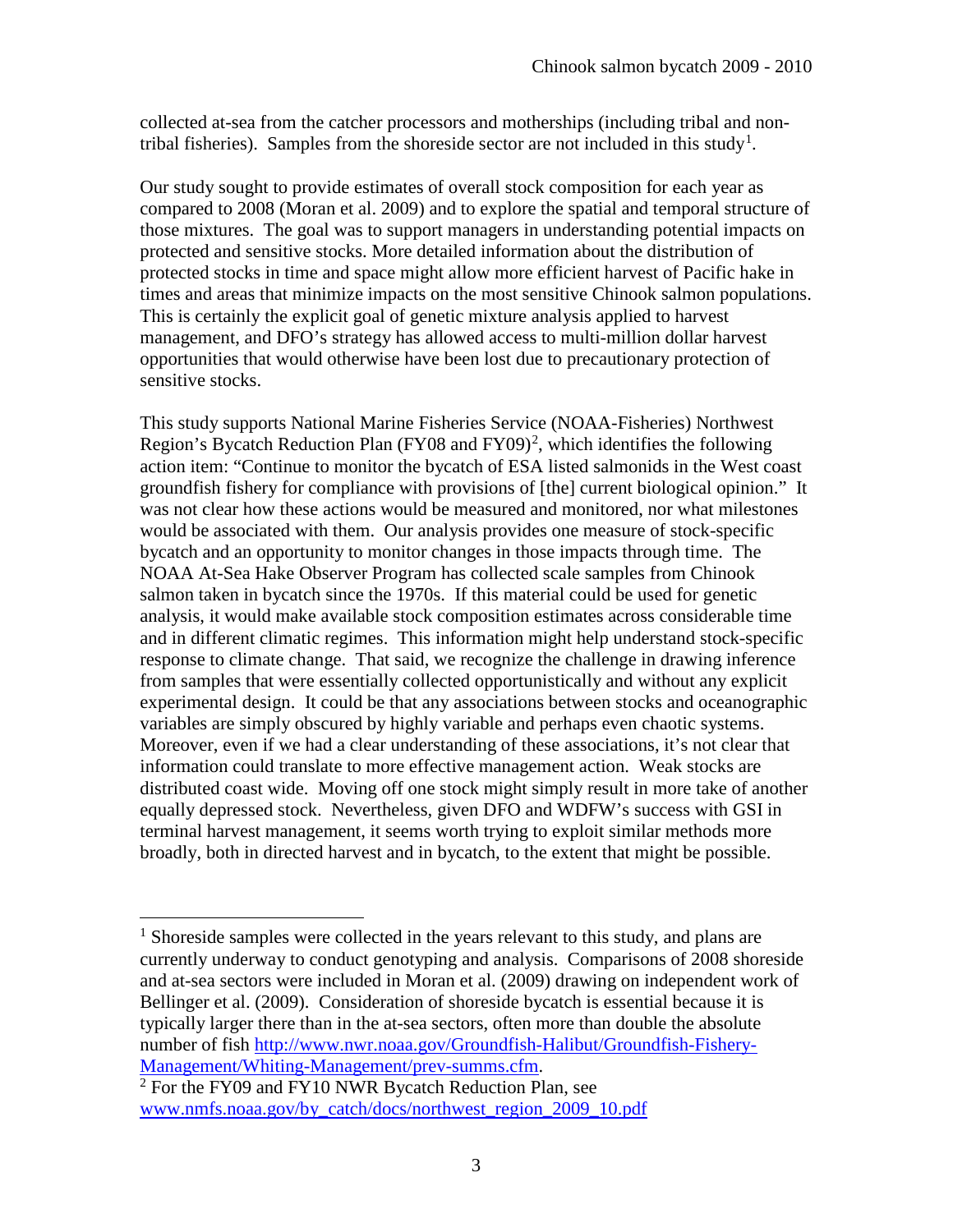collected at-sea from the catcher processors and motherships (including tribal and non-tribal fisheries). Samples from the shoreside sector are not included in this study[1].

Our study sought to provide estimates of overall stock composition for each year as compared to 2008 (Moran et al. 2009) and to explore the spatial and temporal structure of those mixtures. The goal was to support managers in understanding potential impacts on protected and sensitive stocks. More detailed information about the distribution of protected stocks in time and space might allow more efficient harvest of Pacific hake in times and areas that minimize impacts on the most sensitive Chinook salmon populations. This is certainly the explicit goal of genetic mixture analysis applied to harvest management, and DFO's strategy has allowed access to multi-million dollar harvest opportunities that would otherwise have been lost due to precautionary protection of sensitive stocks.

This study supports National Marine Fisheries Service (NOAA-Fisheries) Northwest Region's Bycatch Reduction Plan (FY08 and FY09)[2], which identifies the following action item: "Continue to monitor the bycatch of ESA listed salmonids in the West coast groundfish fishery for compliance with provisions of [the] current biological opinion." It was not clear how these actions would be measured and monitored, nor what milestones would be associated with them. Our analysis provides one measure of stock-specific bycatch and an opportunity to monitor changes in those impacts through time. The NOAA At-Sea Hake Observer Program has collected scale samples from Chinook salmon taken in bycatch since the 1970s. If this material could be used for genetic analysis, it would make available stock composition estimates across considerable time and in different climatic regimes. This information might help understand stock-specific response to climate change. That said, we recognize the challenge in drawing inference from samples that were essentially collected opportunistically and without any explicit experimental design. It could be that any associations between stocks and oceanographic variables are simply obscured by highly variable and perhaps even chaotic systems. Moreover, even if we had a clear understanding of these associations, it's not clear that information could translate to more effective management action. Weak stocks are distributed coast wide. Moving off one stock might simply result in more take of another equally depressed stock. Nevertheless, given DFO and WDFW's success with GSI in terminal harvest management, it seems worth trying to exploit similar methods more broadly, both in directed harvest and in bycatch, to the extent that might be possible.

---

[1] Shoreside samples were collected in the years relevant to this study, and plans are currently underway to conduct genotyping and analysis. Comparisons of 2008 shoreside and at-sea sectors were included in Moran et al. (2009) drawing on independent work of Bellinger et al. (2009). Consideration of shoreside bycatch is essential because it is typically larger there than in the at-sea sectors, often more than double the absolute number of fish http://www.nwr.noaa.gov/Groundfish-Halibut/Groundfish-Fishery-Management/Whiting-Management/prev-summs.cfm.

[2] For the FY09 and FY10 NWR Bycatch Reduction Plan, see www.nmfs.noaa.gov/by_catch/docs/northwest_region_2009_10.pdf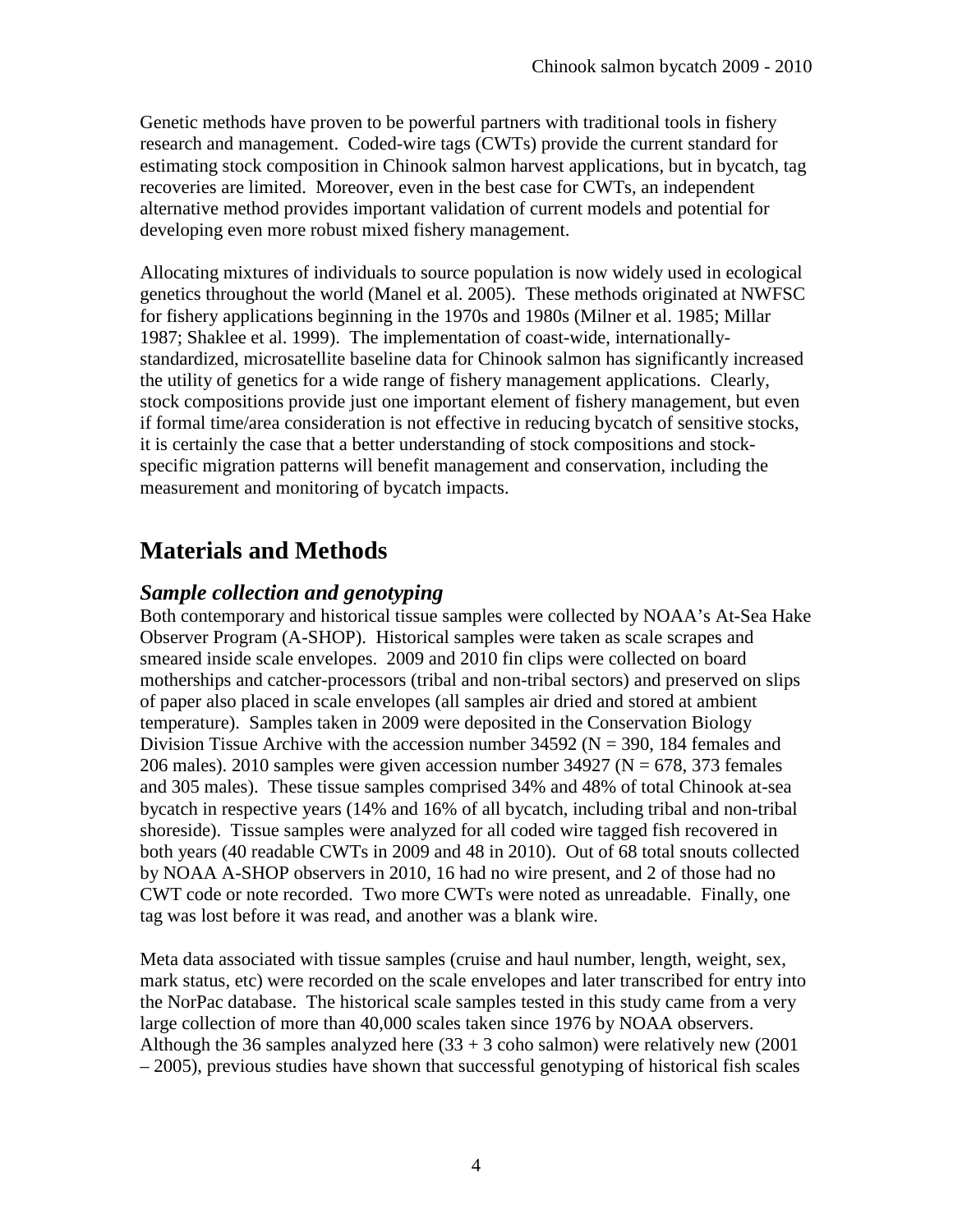Genetic methods have proven to be powerful partners with traditional tools in fishery research and management. Coded-wire tags (CWTs) provide the current standard for estimating stock composition in Chinook salmon harvest applications, but in bycatch, tag recoveries are limited. Moreover, even in the best case for CWTs, an independent alternative method provides important validation of current models and potential for developing even more robust mixed fishery management.

Allocating mixtures of individuals to source population is now widely used in ecological genetics throughout the world (Manel et al. 2005). These methods originated at NWFSC for fishery applications beginning in the 1970s and 1980s (Milner et al. 1985; Millar 1987; Shaklee et al. 1999). The implementation of coast-wide, internationally-standardized, microsatellite baseline data for Chinook salmon has significantly increased the utility of genetics for a wide range of fishery management applications. Clearly, stock compositions provide just one important element of fishery management, but even if formal time/area consideration is not effective in reducing bycatch of sensitive stocks, it is certainly the case that a better understanding of stock compositions and stock-specific migration patterns will benefit management and conservation, including the measurement and monitoring of bycatch impacts.

# Materials and Methods

## *Sample collection and genotyping*

Both contemporary and historical tissue samples were collected by NOAA's At-Sea Hake Observer Program (A-SHOP). Historical samples were taken as scale scrapes and smeared inside scale envelopes. 2009 and 2010 fin clips were collected on board motherships and catcher-processors (tribal and non-tribal sectors) and preserved on slips of paper also placed in scale envelopes (all samples air dried and stored at ambient temperature). Samples taken in 2009 were deposited in the Conservation Biology Division Tissue Archive with the accession number 34592 (N = 390, 184 females and 206 males). 2010 samples were given accession number 34927 (N = 678, 373 females and 305 males). These tissue samples comprised 34% and 48% of total Chinook at-sea bycatch in respective years (14% and 16% of all bycatch, including tribal and non-tribal shoreside). Tissue samples were analyzed for all coded wire tagged fish recovered in both years (40 readable CWTs in 2009 and 48 in 2010). Out of 68 total snouts collected by NOAA A-SHOP observers in 2010, 16 had no wire present, and 2 of those had no CWT code or note recorded. Two more CWTs were noted as unreadable. Finally, one tag was lost before it was read, and another was a blank wire.

Meta data associated with tissue samples (cruise and haul number, length, weight, sex, mark status, etc) were recorded on the scale envelopes and later transcribed for entry into the NorPac database. The historical scale samples tested in this study came from a very large collection of more than 40,000 scales taken since 1976 by NOAA observers. Although the 36 samples analyzed here (33 + 3 coho salmon) were relatively new (2001 – 2005), previous studies have shown that successful genotyping of historical fish scales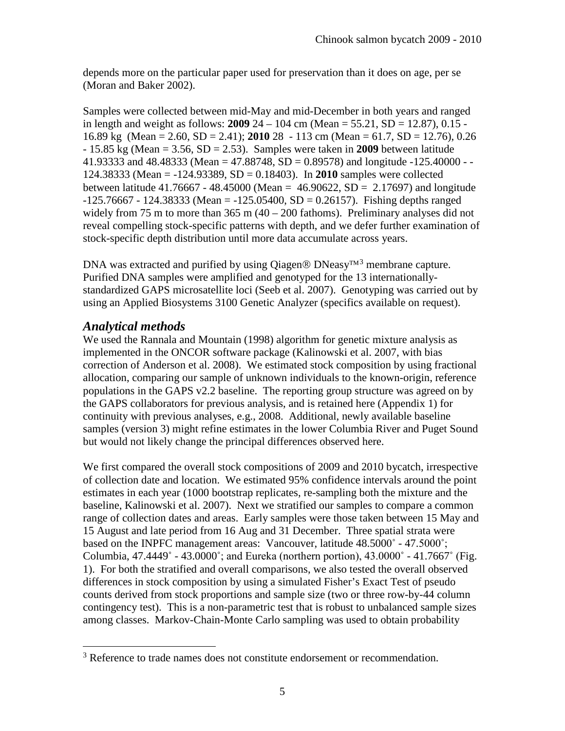depends more on the particular paper used for preservation than it does on age, per se (Moran and Baker 2002).

Samples were collected between mid-May and mid-December in both years and ranged in length and weight as follows: **2009** 24 – 104 cm (Mean = 55.21, SD = 12.87), 0.15 - 16.89 kg (Mean = 2.60, SD = 2.41); **2010** 28 - 113 cm (Mean = 61.7, SD = 12.76), 0.26 - 15.85 kg (Mean = 3.56, SD = 2.53). Samples were taken in **2009** between latitude 41.93333 and 48.48333 (Mean = 47.88748, SD = 0.89578) and longitude -125.40000 - -124.38333 (Mean = -124.93389, SD = 0.18403). In **2010** samples were collected between latitude 41.76667 - 48.45000 (Mean = 46.90622, SD = 2.17697) and longitude -125.76667 - 124.38333 (Mean = -125.05400, SD = 0.26157). Fishing depths ranged widely from 75 m to more than 365 m (40 – 200 fathoms). Preliminary analyses did not reveal compelling stock-specific patterns with depth, and we defer further examination of stock-specific depth distribution until more data accumulate across years.

DNA was extracted and purified by using Qiagen® DNeasy™[3] membrane capture. Purified DNA samples were amplified and genotyped for the 13 internationally-standardized GAPS microsatellite loci (Seeb et al. 2007). Genotyping was carried out by using an Applied Biosystems 3100 Genetic Analyzer (specifics available on request).

## *Analytical methods*

We used the Rannala and Mountain (1998) algorithm for genetic mixture analysis as implemented in the ONCOR software package (Kalinowski et al. 2007, with bias correction of Anderson et al. 2008). We estimated stock composition by using fractional allocation, comparing our sample of unknown individuals to the known-origin, reference populations in the GAPS v2.2 baseline. The reporting group structure was agreed on by the GAPS collaborators for previous analysis, and is retained here (Appendix 1) for continuity with previous analyses, e.g., 2008. Additional, newly available baseline samples (version 3) might refine estimates in the lower Columbia River and Puget Sound but would not likely change the principal differences observed here.

We first compared the overall stock compositions of 2009 and 2010 bycatch, irrespective of collection date and location. We estimated 95% confidence intervals around the point estimates in each year (1000 bootstrap replicates, re-sampling both the mixture and the baseline, Kalinowski et al. 2007). Next we stratified our samples to compare a common range of collection dates and areas. Early samples were those taken between 15 May and 15 August and late period from 16 Aug and 31 December. Three spatial strata were based on the INPFC management areas: Vancouver, latitude 48.5000˚ - 47.5000˚; Columbia, 47.4449˚ - 43.0000˚; and Eureka (northern portion), 43.0000˚ - 41.7667˚ (Fig. 1). For both the stratified and overall comparisons, we also tested the overall observed differences in stock composition by using a simulated Fisher's Exact Test of pseudo counts derived from stock proportions and sample size (two or three row-by-44 column contingency test). This is a non-parametric test that is robust to unbalanced sample sizes among classes. Markov-Chain-Monte Carlo sampling was used to obtain probability

[3] Reference to trade names does not constitute endorsement or recommendation.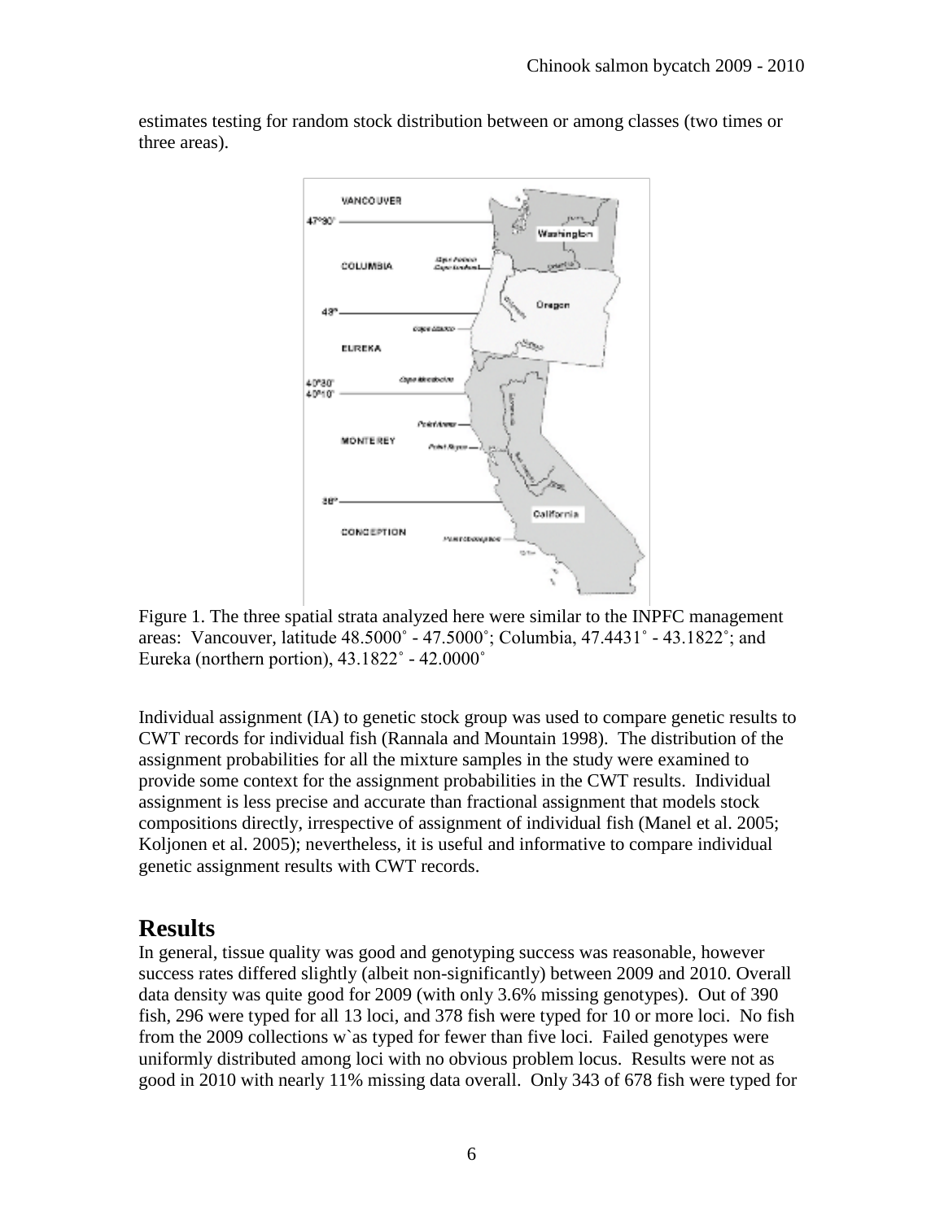estimates testing for random stock distribution between or among classes (two times or three areas).

Figure 1. The three spatial strata analyzed here were similar to the INPFC management areas: Vancouver, latitude 48.5000˚ - 47.5000˚; Columbia, 47.4431˚ - 43.1822˚; and Eureka (northern portion), 43.1822˚ - 42.0000˚

Individual assignment (IA) to genetic stock group was used to compare genetic results to CWT records for individual fish (Rannala and Mountain 1998). The distribution of the assignment probabilities for all the mixture samples in the study were examined to provide some context for the assignment probabilities in the CWT results. Individual assignment is less precise and accurate than fractional assignment that models stock compositions directly, irrespective of assignment of individual fish (Manel et al. 2005; Koljonen et al. 2005); nevertheless, it is useful and informative to compare individual genetic assignment results with CWT records.

# Results

In general, tissue quality was good and genotyping success was reasonable, however success rates differed slightly (albeit non-significantly) between 2009 and 2010. Overall data density was quite good for 2009 (with only 3.6% missing genotypes). Out of 390 fish, 296 were typed for all 13 loci, and 378 fish were typed for 10 or more loci. No fish from the 2009 collections w`as typed for fewer than five loci. Failed genotypes were uniformly distributed among loci with no obvious problem locus. Results were not as good in 2010 with nearly 11% missing data overall. Only 343 of 678 fish were typed for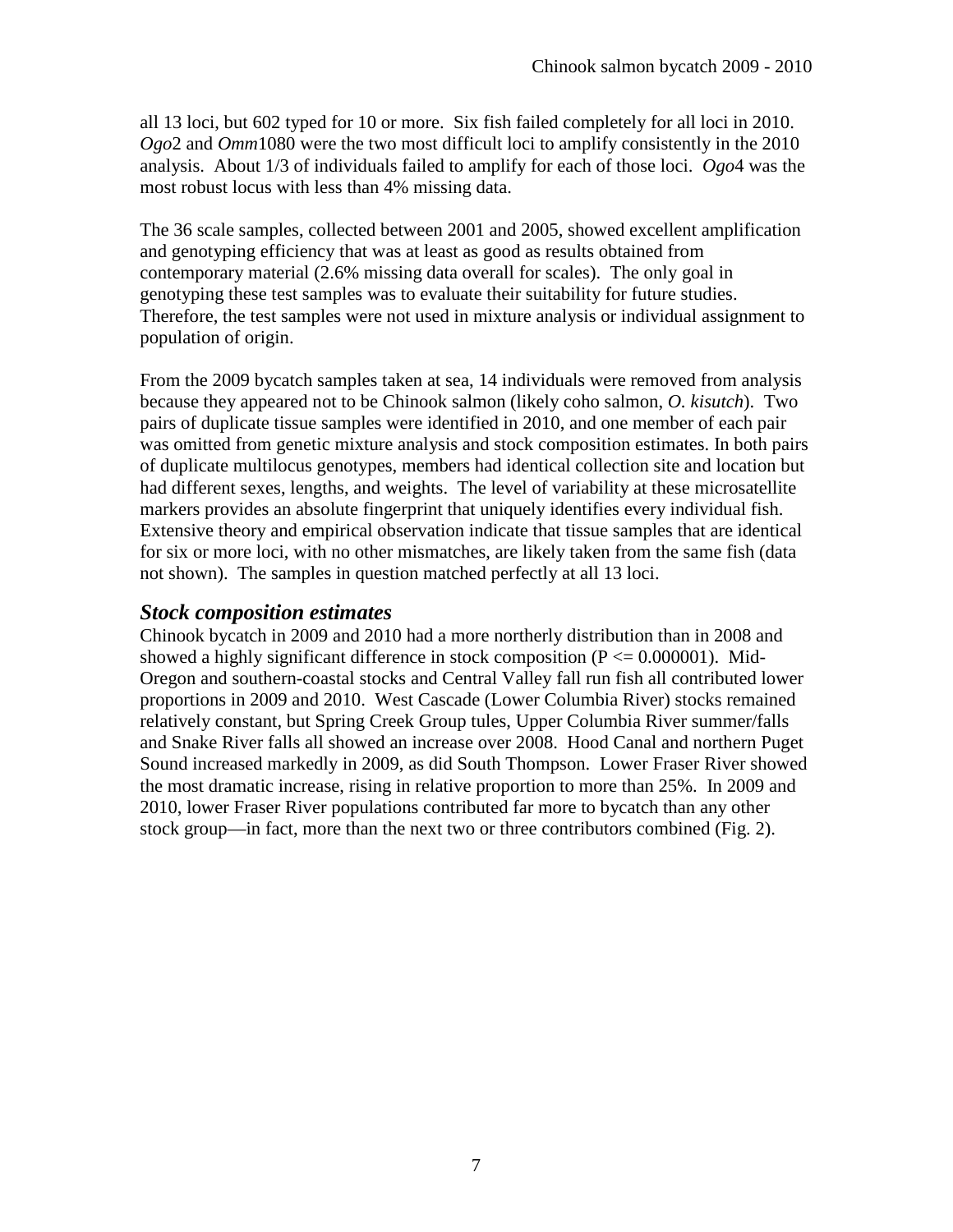all 13 loci, but 602 typed for 10 or more. Six fish failed completely for all loci in 2010. *Ogo*2 and *Omm*1080 were the two most difficult loci to amplify consistently in the 2010 analysis. About 1/3 of individuals failed to amplify for each of those loci. *Ogo*4 was the most robust locus with less than 4% missing data.

The 36 scale samples, collected between 2001 and 2005, showed excellent amplification and genotyping efficiency that was at least as good as results obtained from contemporary material (2.6% missing data overall for scales). The only goal in genotyping these test samples was to evaluate their suitability for future studies. Therefore, the test samples were not used in mixture analysis or individual assignment to population of origin.

From the 2009 bycatch samples taken at sea, 14 individuals were removed from analysis because they appeared not to be Chinook salmon (likely coho salmon, *O. kisutch*). Two pairs of duplicate tissue samples were identified in 2010, and one member of each pair was omitted from genetic mixture analysis and stock composition estimates. In both pairs of duplicate multilocus genotypes, members had identical collection site and location but had different sexes, lengths, and weights. The level of variability at these microsatellite markers provides an absolute fingerprint that uniquely identifies every individual fish. Extensive theory and empirical observation indicate that tissue samples that are identical for six or more loci, with no other mismatches, are likely taken from the same fish (data not shown). The samples in question matched perfectly at all 13 loci.

### *Stock composition estimates*

Chinook bycatch in 2009 and 2010 had a more northerly distribution than in 2008 and showed a highly significant difference in stock composition ($P \leq 0.000001$). Mid-Oregon and southern-coastal stocks and Central Valley fall run fish all contributed lower proportions in 2009 and 2010. West Cascade (Lower Columbia River) stocks remained relatively constant, but Spring Creek Group tules, Upper Columbia River summer/falls and Snake River falls all showed an increase over 2008. Hood Canal and northern Puget Sound increased markedly in 2009, as did South Thompson. Lower Fraser River showed the most dramatic increase, rising in relative proportion to more than 25%. In 2009 and 2010, lower Fraser River populations contributed far more to bycatch than any other stock group—in fact, more than the next two or three contributors combined (Fig. 2).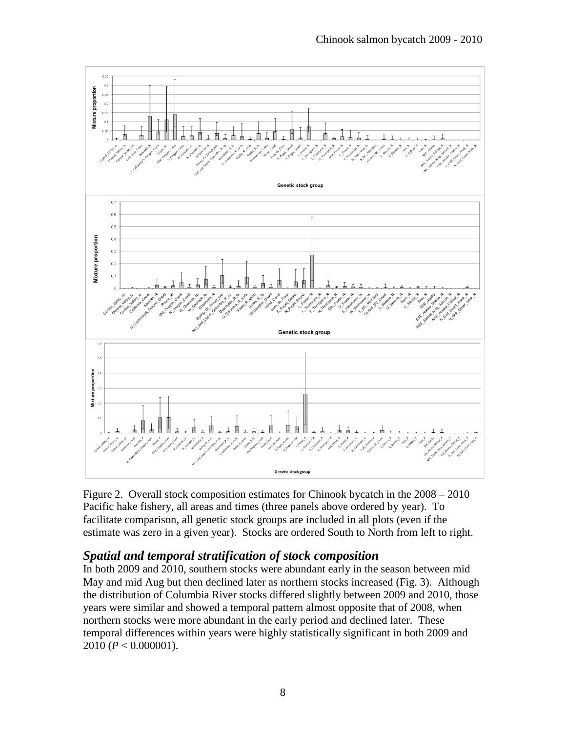Figure 2. Overall stock composition estimates for Chinook bycatch in the 2008 – 2010 Pacific hake fishery, all areas and times (three panels above ordered by year). To facilitate comparison, all genetic stock groups are included in all plots (even if the estimate was zero in a given year). Stocks are ordered South to North from left to right.

## *Spatial and temporal stratification of stock composition*

In both 2009 and 2010, southern stocks were abundant early in the season between mid May and mid Aug but then declined later as northern stocks increased (Fig. 3). Although the distribution of Columbia River stocks differed slightly between 2009 and 2010, those years were similar and showed a temporal pattern almost opposite that of 2008, when northern stocks were more abundant in the early period and declined later. These temporal differences within years were highly statistically significant in both 2009 and 2010 ($P < 0.000001$).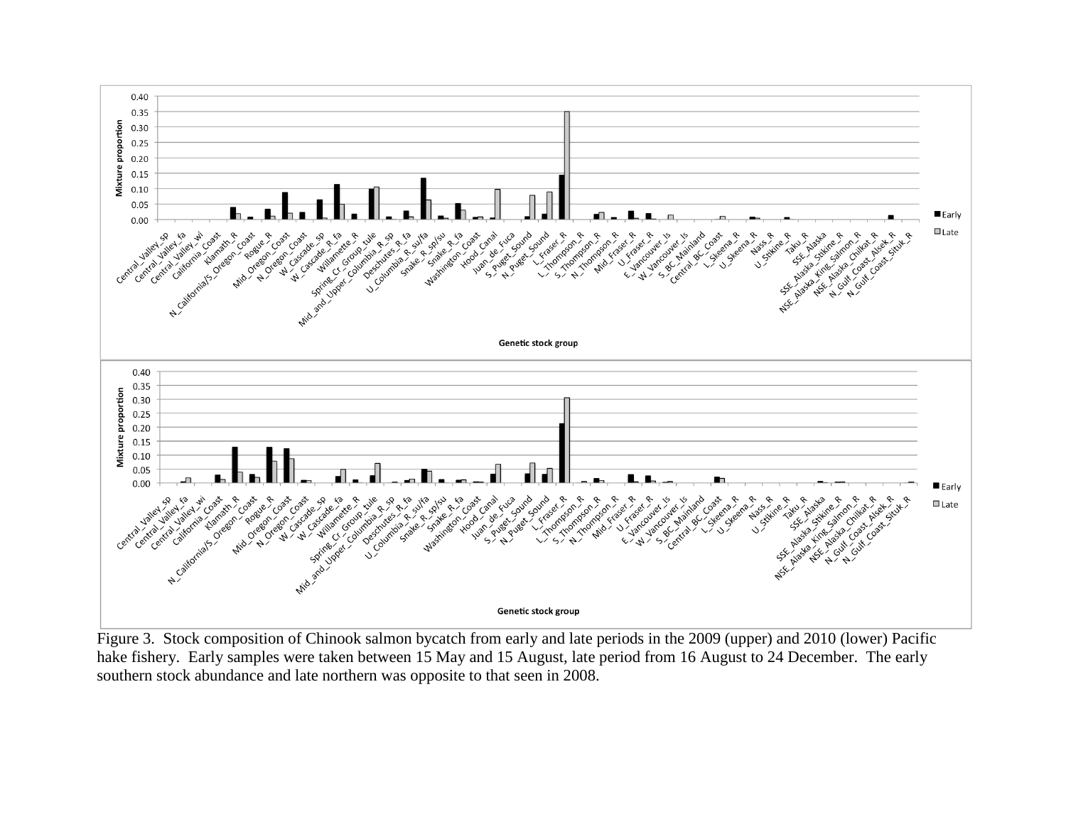Figure 3. Stock composition of Chinook salmon bycatch from early and late periods in the 2009 (upper) and 2010 (lower) Pacific hake fishery. Early samples were taken between 15 May and 15 August, late period from 16 August to 24 December. The early southern stock abundance and late northern was opposite to that seen in 2008.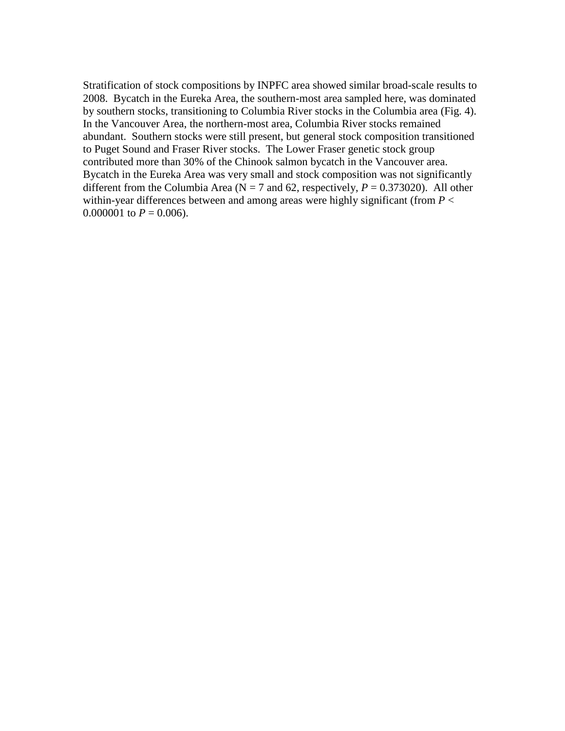Stratification of stock compositions by INPFC area showed similar broad-scale results to 2008. Bycatch in the Eureka Area, the southern-most area sampled here, was dominated by southern stocks, transitioning to Columbia River stocks in the Columbia area (Fig. 4). In the Vancouver Area, the northern-most area, Columbia River stocks remained abundant. Southern stocks were still present, but general stock composition transitioned to Puget Sound and Fraser River stocks. The Lower Fraser genetic stock group contributed more than 30% of the Chinook salmon bycatch in the Vancouver area. Bycatch in the Eureka Area was very small and stock composition was not significantly different from the Columbia Area (N = 7 and 62, respectively, $P = 0.373020$). All other within-year differences between and among areas were highly significant (from $P < 0.000001$ to $P = 0.006$).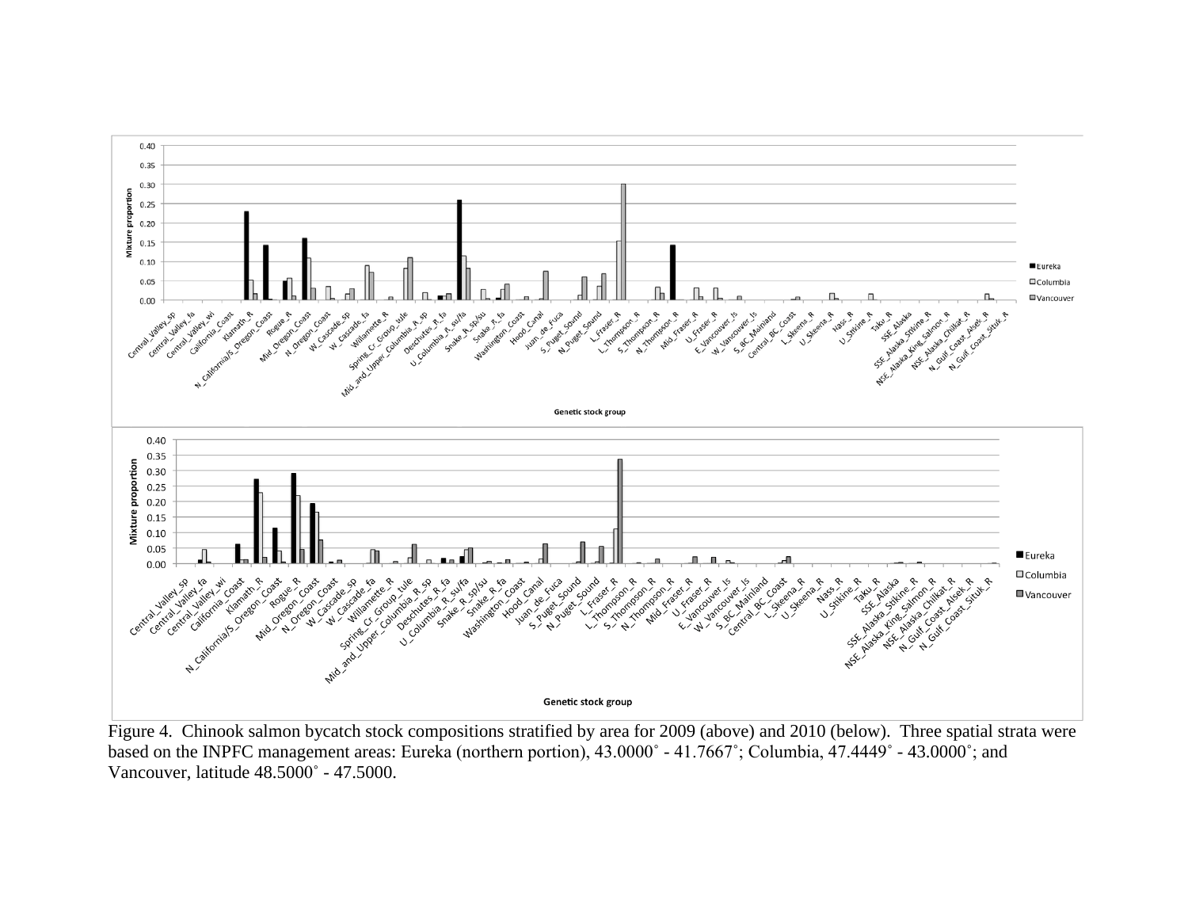Figure 4. Chinook salmon bycatch stock compositions stratified by area for 2009 (above) and 2010 (below). Three spatial strata were based on the INPFC management areas: Eureka (northern portion), 43.0000˚ - 41.7667˚; Columbia, 47.4449˚ - 43.0000˚; and Vancouver, latitude 48.5000˚ - 47.5000.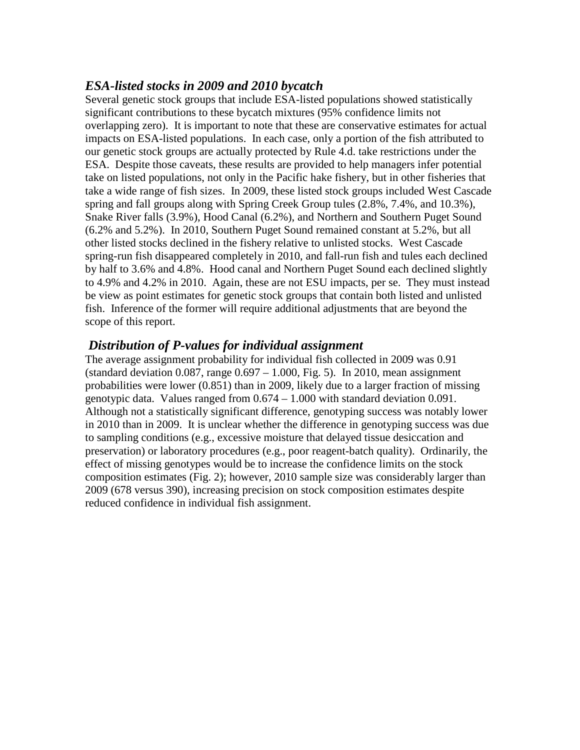### *ESA-listed stocks in 2009 and 2010 bycatch*

Several genetic stock groups that include ESA-listed populations showed statistically significant contributions to these bycatch mixtures (95% confidence limits not overlapping zero). It is important to note that these are conservative estimates for actual impacts on ESA-listed populations. In each case, only a portion of the fish attributed to our genetic stock groups are actually protected by Rule 4.d. take restrictions under the ESA. Despite those caveats, these results are provided to help managers infer potential take on listed populations, not only in the Pacific hake fishery, but in other fisheries that take a wide range of fish sizes. In 2009, these listed stock groups included West Cascade spring and fall groups along with Spring Creek Group tules (2.8%, 7.4%, and 10.3%), Snake River falls (3.9%), Hood Canal (6.2%), and Northern and Southern Puget Sound (6.2% and 5.2%). In 2010, Southern Puget Sound remained constant at 5.2%, but all other listed stocks declined in the fishery relative to unlisted stocks. West Cascade spring-run fish disappeared completely in 2010, and fall-run fish and tules each declined by half to 3.6% and 4.8%. Hood canal and Northern Puget Sound each declined slightly to 4.9% and 4.2% in 2010. Again, these are not ESU impacts, per se. They must instead be view as point estimates for genetic stock groups that contain both listed and unlisted fish. Inference of the former will require additional adjustments that are beyond the scope of this report.

### *Distribution of P-values for individual assignment*

The average assignment probability for individual fish collected in 2009 was 0.91 (standard deviation 0.087, range 0.697 – 1.000, Fig. 5). In 2010, mean assignment probabilities were lower (0.851) than in 2009, likely due to a larger fraction of missing genotypic data. Values ranged from 0.674 – 1.000 with standard deviation 0.091. Although not a statistically significant difference, genotyping success was notably lower in 2010 than in 2009. It is unclear whether the difference in genotyping success was due to sampling conditions (e.g., excessive moisture that delayed tissue desiccation and preservation) or laboratory procedures (e.g., poor reagent-batch quality). Ordinarily, the effect of missing genotypes would be to increase the confidence limits on the stock composition estimates (Fig. 2); however, 2010 sample size was considerably larger than 2009 (678 versus 390), increasing precision on stock composition estimates despite reduced confidence in individual fish assignment.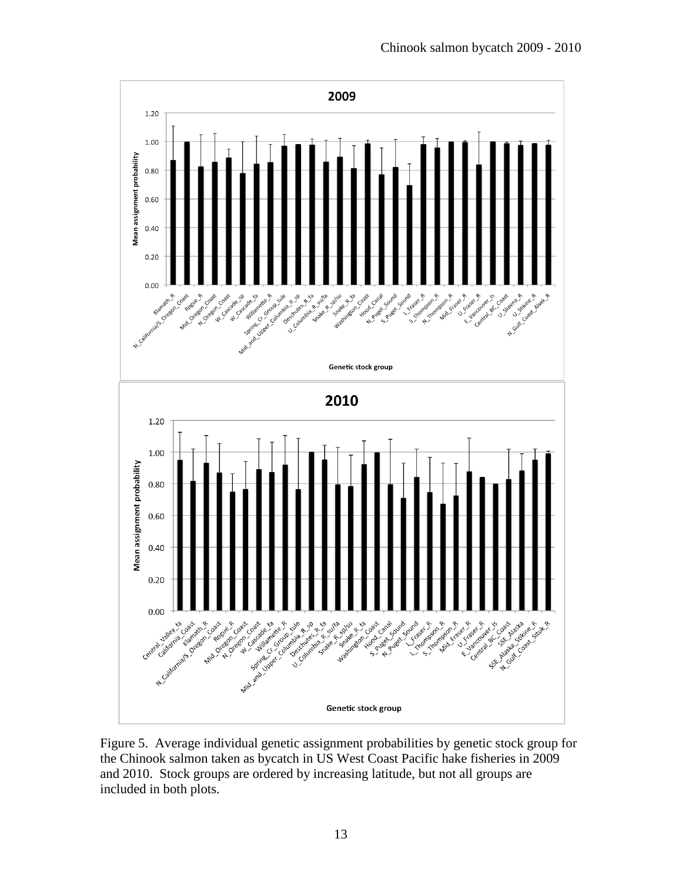Figure 5. Average individual genetic assignment probabilities by genetic stock group for the Chinook salmon taken as bycatch in US West Coast Pacific hake fisheries in 2009 and 2010. Stock groups are ordered by increasing latitude, but not all groups are included in both plots.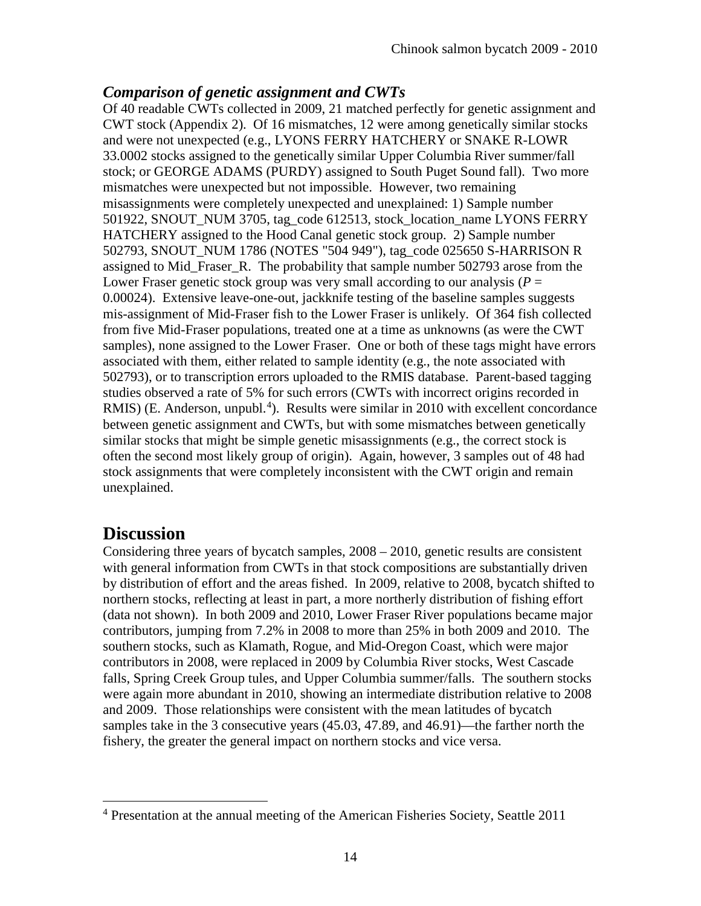### *Comparison of genetic assignment and CWTs*

Of 40 readable CWTs collected in 2009, 21 matched perfectly for genetic assignment and CWT stock (Appendix 2). Of 16 mismatches, 12 were among genetically similar stocks and were not unexpected (e.g., LYONS FERRY HATCHERY or SNAKE R-LOWR 33.0002 stocks assigned to the genetically similar Upper Columbia River summer/fall stock; or GEORGE ADAMS (PURDY) assigned to South Puget Sound fall). Two more mismatches were unexpected but not impossible. However, two remaining misassignments were completely unexpected and unexplained: 1) Sample number 501922, SNOUT_NUM 3705, tag_code 612513, stock_location_name LYONS FERRY HATCHERY assigned to the Hood Canal genetic stock group. 2) Sample number 502793, SNOUT_NUM 1786 (NOTES "504 949"), tag_code 025650 S-HARRISON R assigned to Mid_Fraser_R. The probability that sample number 502793 arose from the Lower Fraser genetic stock group was very small according to our analysis ($P$ = 0.00024). Extensive leave-one-out, jackknife testing of the baseline samples suggests mis-assignment of Mid-Fraser fish to the Lower Fraser is unlikely. Of 364 fish collected from five Mid-Fraser populations, treated one at a time as unknowns (as were the CWT samples), none assigned to the Lower Fraser. One or both of these tags might have errors associated with them, either related to sample identity (e.g., the note associated with 502793), or to transcription errors uploaded to the RMIS database. Parent-based tagging studies observed a rate of 5% for such errors (CWTs with incorrect origins recorded in RMIS) (E. Anderson, unpubl.[4]). Results were similar in 2010 with excellent concordance between genetic assignment and CWTs, but with some mismatches between genetically similar stocks that might be simple genetic misassignments (e.g., the correct stock is often the second most likely group of origin). Again, however, 3 samples out of 48 had stock assignments that were completely inconsistent with the CWT origin and remain unexplained.

## Discussion

Considering three years of bycatch samples, 2008 – 2010, genetic results are consistent with general information from CWTs in that stock compositions are substantially driven by distribution of effort and the areas fished. In 2009, relative to 2008, bycatch shifted to northern stocks, reflecting at least in part, a more northerly distribution of fishing effort (data not shown). In both 2009 and 2010, Lower Fraser River populations became major contributors, jumping from 7.2% in 2008 to more than 25% in both 2009 and 2010. The southern stocks, such as Klamath, Rogue, and Mid-Oregon Coast, which were major contributors in 2008, were replaced in 2009 by Columbia River stocks, West Cascade falls, Spring Creek Group tules, and Upper Columbia summer/falls. The southern stocks were again more abundant in 2010, showing an intermediate distribution relative to 2008 and 2009. Those relationships were consistent with the mean latitudes of bycatch samples take in the 3 consecutive years (45.03, 47.89, and 46.91)—the farther north the fishery, the greater the general impact on northern stocks and vice versa.

---

[4] Presentation at the annual meeting of the American Fisheries Society, Seattle 2011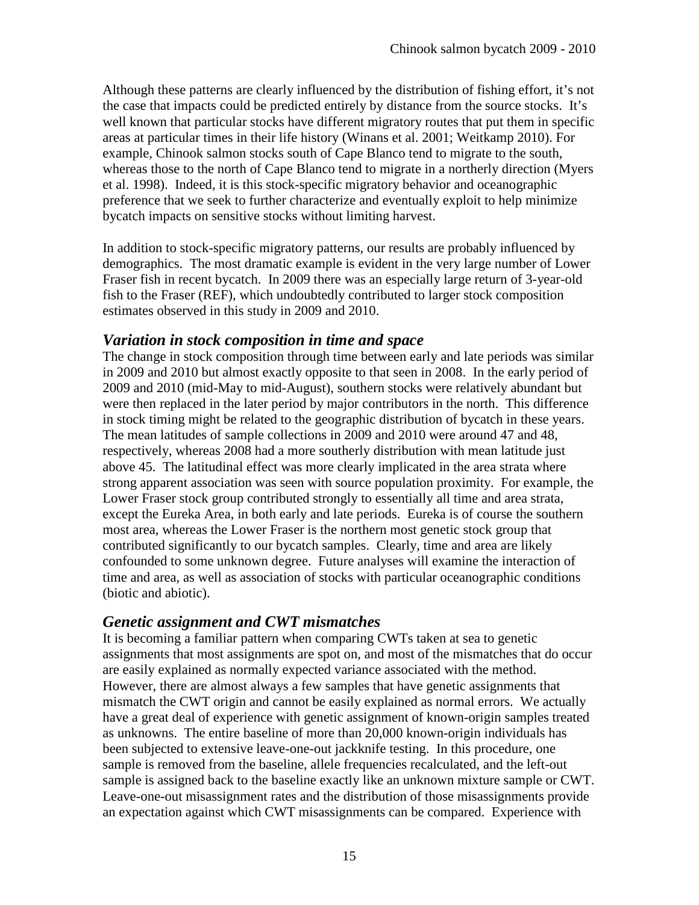Although these patterns are clearly influenced by the distribution of fishing effort, it's not the case that impacts could be predicted entirely by distance from the source stocks. It's well known that particular stocks have different migratory routes that put them in specific areas at particular times in their life history (Winans et al. 2001; Weitkamp 2010). For example, Chinook salmon stocks south of Cape Blanco tend to migrate to the south, whereas those to the north of Cape Blanco tend to migrate in a northerly direction (Myers et al. 1998). Indeed, it is this stock-specific migratory behavior and oceanographic preference that we seek to further characterize and eventually exploit to help minimize bycatch impacts on sensitive stocks without limiting harvest.

In addition to stock-specific migratory patterns, our results are probably influenced by demographics. The most dramatic example is evident in the very large number of Lower Fraser fish in recent bycatch. In 2009 there was an especially large return of 3-year-old fish to the Fraser (REF), which undoubtedly contributed to larger stock composition estimates observed in this study in 2009 and 2010.

### *Variation in stock composition in time and space*

The change in stock composition through time between early and late periods was similar in 2009 and 2010 but almost exactly opposite to that seen in 2008. In the early period of 2009 and 2010 (mid-May to mid-August), southern stocks were relatively abundant but were then replaced in the later period by major contributors in the north. This difference in stock timing might be related to the geographic distribution of bycatch in these years. The mean latitudes of sample collections in 2009 and 2010 were around 47 and 48, respectively, whereas 2008 had a more southerly distribution with mean latitude just above 45. The latitudinal effect was more clearly implicated in the area strata where strong apparent association was seen with source population proximity. For example, the Lower Fraser stock group contributed strongly to essentially all time and area strata, except the Eureka Area, in both early and late periods. Eureka is of course the southern most area, whereas the Lower Fraser is the northern most genetic stock group that contributed significantly to our bycatch samples. Clearly, time and area are likely confounded to some unknown degree. Future analyses will examine the interaction of time and area, as well as association of stocks with particular oceanographic conditions (biotic and abiotic).

### *Genetic assignment and CWT mismatches*

It is becoming a familiar pattern when comparing CWTs taken at sea to genetic assignments that most assignments are spot on, and most of the mismatches that do occur are easily explained as normally expected variance associated with the method. However, there are almost always a few samples that have genetic assignments that mismatch the CWT origin and cannot be easily explained as normal errors. We actually have a great deal of experience with genetic assignment of known-origin samples treated as unknowns. The entire baseline of more than 20,000 known-origin individuals has been subjected to extensive leave-one-out jackknife testing. In this procedure, one sample is removed from the baseline, allele frequencies recalculated, and the left-out sample is assigned back to the baseline exactly like an unknown mixture sample or CWT. Leave-one-out misassignment rates and the distribution of those misassignments provide an expectation against which CWT misassignments can be compared. Experience with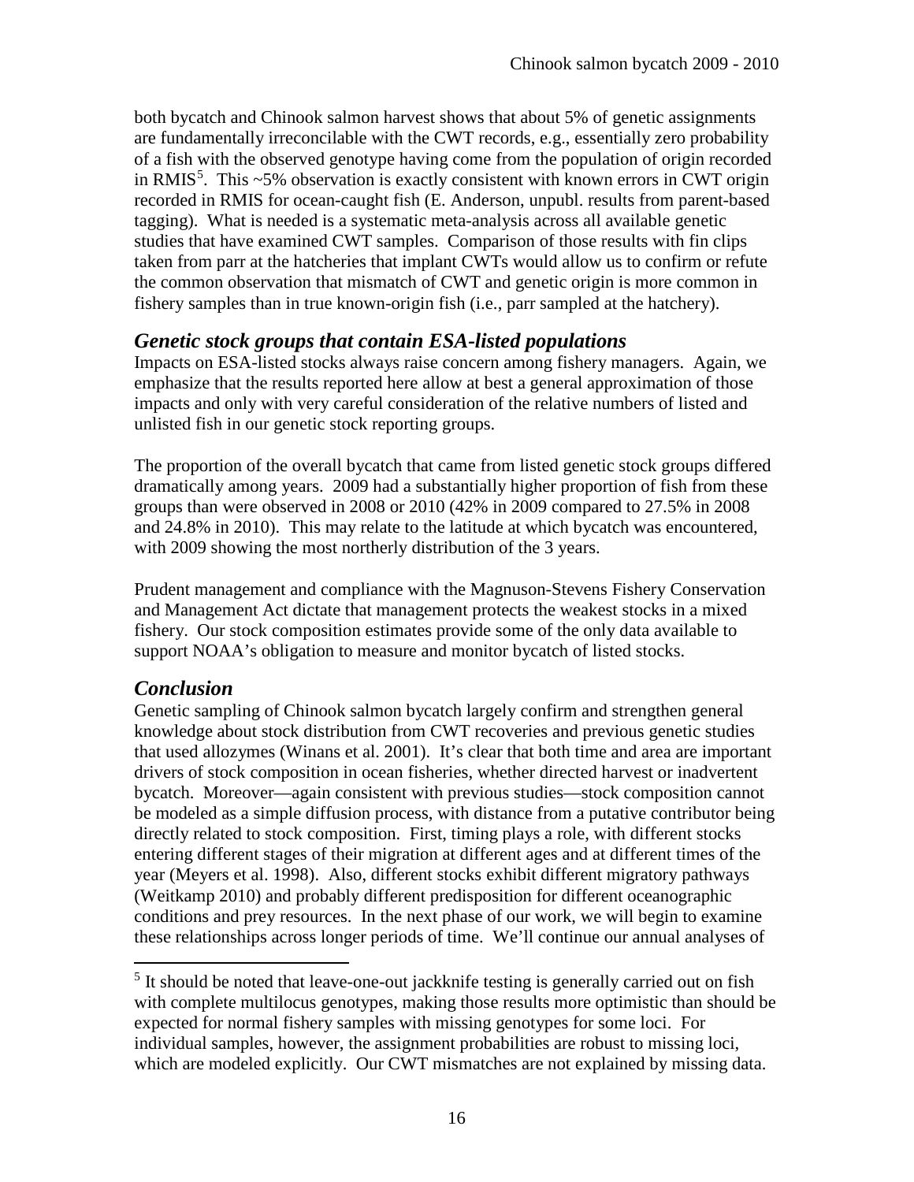both bycatch and Chinook salmon harvest shows that about 5% of genetic assignments are fundamentally irreconcilable with the CWT records, e.g., essentially zero probability of a fish with the observed genotype having come from the population of origin recorded in RMIS[5]. This ~5% observation is exactly consistent with known errors in CWT origin recorded in RMIS for ocean-caught fish (E. Anderson, unpubl. results from parent-based tagging). What is needed is a systematic meta-analysis across all available genetic studies that have examined CWT samples. Comparison of those results with fin clips taken from parr at the hatcheries that implant CWTs would allow us to confirm or refute the common observation that mismatch of CWT and genetic origin is more common in fishery samples than in true known-origin fish (i.e., parr sampled at the hatchery).

## *Genetic stock groups that contain ESA-listed populations*

Impacts on ESA-listed stocks always raise concern among fishery managers. Again, we emphasize that the results reported here allow at best a general approximation of those impacts and only with very careful consideration of the relative numbers of listed and unlisted fish in our genetic stock reporting groups.

The proportion of the overall bycatch that came from listed genetic stock groups differed dramatically among years. 2009 had a substantially higher proportion of fish from these groups than were observed in 2008 or 2010 (42% in 2009 compared to 27.5% in 2008 and 24.8% in 2010). This may relate to the latitude at which bycatch was encountered, with 2009 showing the most northerly distribution of the 3 years.

Prudent management and compliance with the Magnuson-Stevens Fishery Conservation and Management Act dictate that management protects the weakest stocks in a mixed fishery. Our stock composition estimates provide some of the only data available to support NOAA's obligation to measure and monitor bycatch of listed stocks.

## *Conclusion*

Genetic sampling of Chinook salmon bycatch largely confirm and strengthen general knowledge about stock distribution from CWT recoveries and previous genetic studies that used allozymes (Winans et al. 2001). It's clear that both time and area are important drivers of stock composition in ocean fisheries, whether directed harvest or inadvertent bycatch. Moreover—again consistent with previous studies—stock composition cannot be modeled as a simple diffusion process, with distance from a putative contributor being directly related to stock composition. First, timing plays a role, with different stocks entering different stages of their migration at different ages and at different times of the year (Meyers et al. 1998). Also, different stocks exhibit different migratory pathways (Weitkamp 2010) and probably different predisposition for different oceanographic conditions and prey resources. In the next phase of our work, we will begin to examine these relationships across longer periods of time. We'll continue our annual analyses of

[5] It should be noted that leave-one-out jackknife testing is generally carried out on fish with complete multilocus genotypes, making those results more optimistic than should be expected for normal fishery samples with missing genotypes for some loci. For individual samples, however, the assignment probabilities are robust to missing loci, which are modeled explicitly. Our CWT mismatches are not explained by missing data.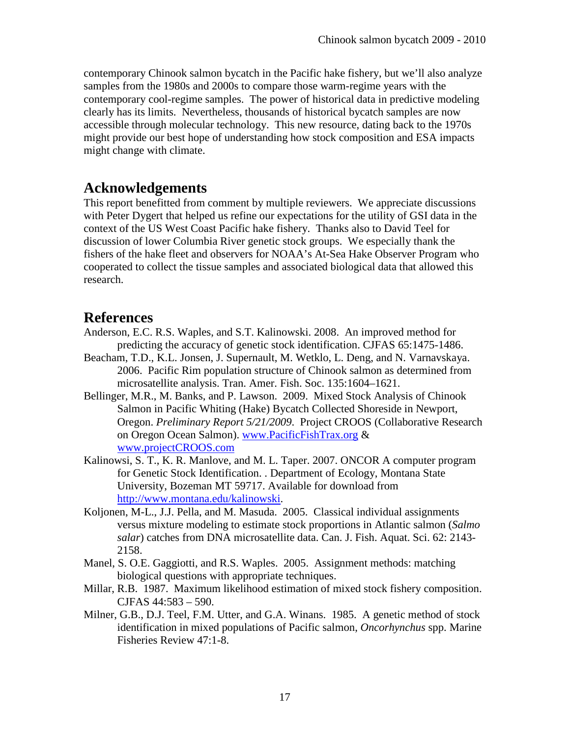contemporary Chinook salmon bycatch in the Pacific hake fishery, but we'll also analyze samples from the 1980s and 2000s to compare those warm-regime years with the contemporary cool-regime samples. The power of historical data in predictive modeling clearly has its limits. Nevertheless, thousands of historical bycatch samples are now accessible through molecular technology. This new resource, dating back to the 1970s might provide our best hope of understanding how stock composition and ESA impacts might change with climate.

## Acknowledgements

This report benefitted from comment by multiple reviewers. We appreciate discussions with Peter Dygert that helped us refine our expectations for the utility of GSI data in the context of the US West Coast Pacific hake fishery. Thanks also to David Teel for discussion of lower Columbia River genetic stock groups. We especially thank the fishers of the hake fleet and observers for NOAA's At-Sea Hake Observer Program who cooperated to collect the tissue samples and associated biological data that allowed this research.

## References

Anderson, E.C. R.S. Waples, and S.T. Kalinowski. 2008. An improved method for predicting the accuracy of genetic stock identification. CJFAS 65:1475-1486.

Beacham, T.D., K.L. Jonsen, J. Supernault, M. Wetklo, L. Deng, and N. Varnavskaya. 2006. Pacific Rim population structure of Chinook salmon as determined from microsatellite analysis. Tran. Amer. Fish. Soc. 135:1604–1621.

Bellinger, M.R., M. Banks, and P. Lawson. 2009. Mixed Stock Analysis of Chinook Salmon in Pacific Whiting (Hake) Bycatch Collected Shoreside in Newport, Oregon. *Preliminary Report 5/21/2009*. Project CROOS (Collaborative Research on Oregon Ocean Salmon). www.PacificFishTrax.org & www.projectCROOS.com

Kalinowsi, S. T., K. R. Manlove, and M. L. Taper. 2007. ONCOR A computer program for Genetic Stock Identification. . Department of Ecology, Montana State University, Bozeman MT 59717. Available for download from http://www.montana.edu/kalinowski.

Koljonen, M-L., J.J. Pella, and M. Masuda. 2005. Classical individual assignments versus mixture modeling to estimate stock proportions in Atlantic salmon (*Salmo salar*) catches from DNA microsatellite data. Can. J. Fish. Aquat. Sci. 62: 2143-2158.

Manel, S. O.E. Gaggiotti, and R.S. Waples. 2005. Assignment methods: matching biological questions with appropriate techniques.

Millar, R.B. 1987. Maximum likelihood estimation of mixed stock fishery composition. CJFAS 44:583 – 590.

Milner, G.B., D.J. Teel, F.M. Utter, and G.A. Winans. 1985. A genetic method of stock identification in mixed populations of Pacific salmon, *Oncorhynchus* spp. Marine Fisheries Review 47:1-8.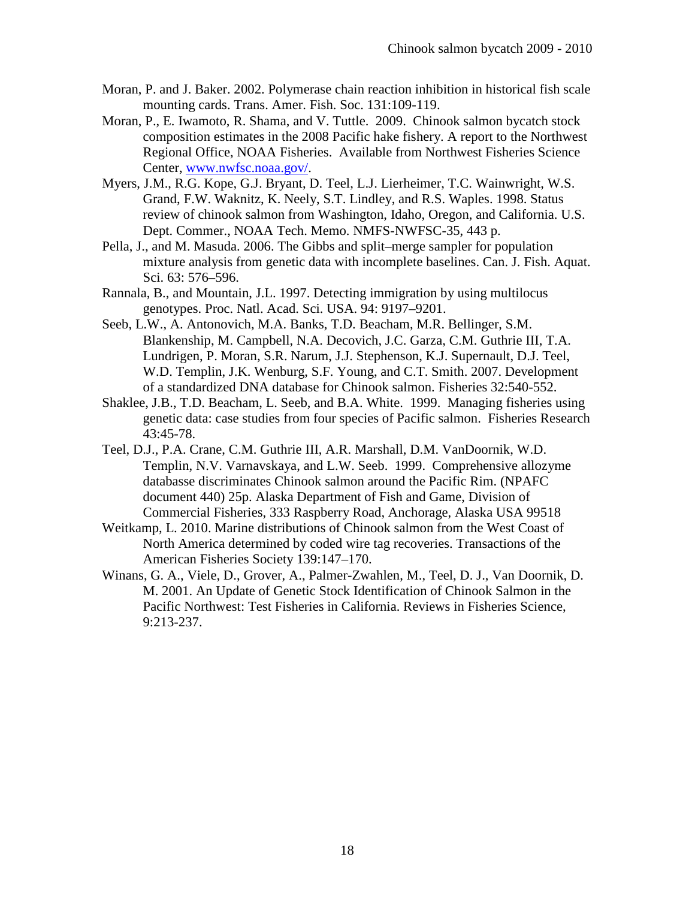Moran, P. and J. Baker. 2002. Polymerase chain reaction inhibition in historical fish scale mounting cards. Trans. Amer. Fish. Soc. 131:109-119.

Moran, P., E. Iwamoto, R. Shama, and V. Tuttle. 2009. Chinook salmon bycatch stock composition estimates in the 2008 Pacific hake fishery. A report to the Northwest Regional Office, NOAA Fisheries. Available from Northwest Fisheries Science Center, www.nwfsc.noaa.gov/.

Myers, J.M., R.G. Kope, G.J. Bryant, D. Teel, L.J. Lierheimer, T.C. Wainwright, W.S. Grand, F.W. Waknitz, K. Neely, S.T. Lindley, and R.S. Waples. 1998. Status review of chinook salmon from Washington, Idaho, Oregon, and California. U.S. Dept. Commer., NOAA Tech. Memo. NMFS-NWFSC-35, 443 p.

Pella, J., and M. Masuda. 2006. The Gibbs and split–merge sampler for population mixture analysis from genetic data with incomplete baselines. Can. J. Fish. Aquat. Sci. 63: 576–596.

Rannala, B., and Mountain, J.L. 1997. Detecting immigration by using multilocus genotypes. Proc. Natl. Acad. Sci. USA. 94: 9197–9201.

Seeb, L.W., A. Antonovich, M.A. Banks, T.D. Beacham, M.R. Bellinger, S.M. Blankenship, M. Campbell, N.A. Decovich, J.C. Garza, C.M. Guthrie III, T.A. Lundrigen, P. Moran, S.R. Narum, J.J. Stephenson, K.J. Supernault, D.J. Teel, W.D. Templin, J.K. Wenburg, S.F. Young, and C.T. Smith. 2007. Development of a standardized DNA database for Chinook salmon. Fisheries 32:540-552.

Shaklee, J.B., T.D. Beacham, L. Seeb, and B.A. White. 1999. Managing fisheries using genetic data: case studies from four species of Pacific salmon. Fisheries Research 43:45-78.

Teel, D.J., P.A. Crane, C.M. Guthrie III, A.R. Marshall, D.M. VanDoornik, W.D. Templin, N.V. Varnavskaya, and L.W. Seeb. 1999. Comprehensive allozyme databasse discriminates Chinook salmon around the Pacific Rim. (NPAFC document 440) 25p. Alaska Department of Fish and Game, Division of Commercial Fisheries, 333 Raspberry Road, Anchorage, Alaska USA 99518

Weitkamp, L. 2010. Marine distributions of Chinook salmon from the West Coast of North America determined by coded wire tag recoveries. Transactions of the American Fisheries Society 139:147–170.

Winans, G. A., Viele, D., Grover, A., Palmer-Zwahlen, M., Teel, D. J., Van Doornik, D. M. 2001. An Update of Genetic Stock Identification of Chinook Salmon in the Pacific Northwest: Test Fisheries in California. Reviews in Fisheries Science, 9:213-237.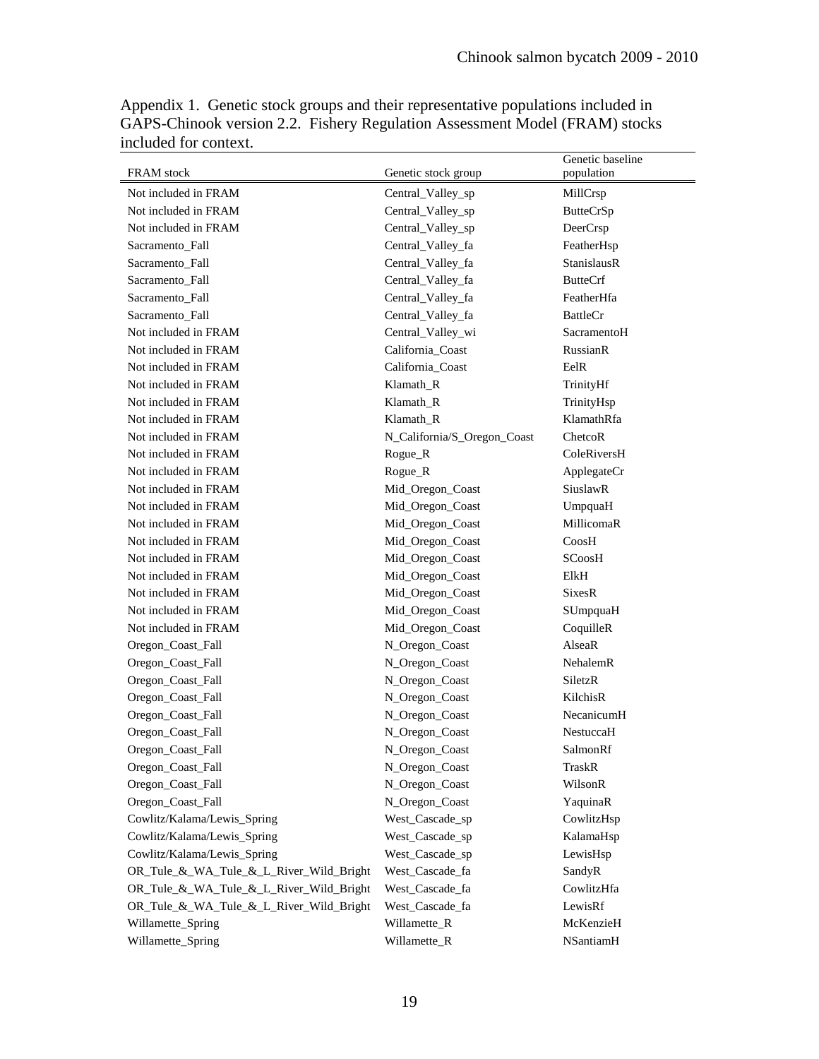Appendix 1. Genetic stock groups and their representative populations included in GAPS-Chinook version 2.2. Fishery Regulation Assessment Model (FRAM) stocks included for context.

| FRAM stock | Genetic stock group | Genetic baseline population |
|---|---|---|
| Not included in FRAM | Central_Valley_sp | MillCrsp |
| Not included in FRAM | Central_Valley_sp | ButteCrSp |
| Not included in FRAM | Central_Valley_sp | DeerCrsp |
| Sacramento_Fall | Central_Valley_fa | FeatherHsp |
| Sacramento_Fall | Central_Valley_fa | StanislausR |
| Sacramento_Fall | Central_Valley_fa | ButteCrf |
| Sacramento_Fall | Central_Valley_fa | FeatherHfa |
| Sacramento_Fall | Central_Valley_fa | BattleCr |
| Not included in FRAM | Central_Valley_wi | SacramentoH |
| Not included in FRAM | California_Coast | RussianR |
| Not included in FRAM | California_Coast | EelR |
| Not included in FRAM | Klamath_R | TrinityHf |
| Not included in FRAM | Klamath_R | TrinityHsp |
| Not included in FRAM | Klamath_R | KlamathRfa |
| Not included in FRAM | N_California/S_Oregon_Coast | ChetcoR |
| Not included in FRAM | Rogue_R | ColeRiversH |
| Not included in FRAM | Rogue_R | ApplegateCr |
| Not included in FRAM | Mid_Oregon_Coast | SiuslawR |
| Not included in FRAM | Mid_Oregon_Coast | UmpquaH |
| Not included in FRAM | Mid_Oregon_Coast | MillicomaR |
| Not included in FRAM | Mid_Oregon_Coast | CoosH |
| Not included in FRAM | Mid_Oregon_Coast | SCoosH |
| Not included in FRAM | Mid_Oregon_Coast | ElkH |
| Not included in FRAM | Mid_Oregon_Coast | SixesR |
| Not included in FRAM | Mid_Oregon_Coast | SUmpquaH |
| Not included in FRAM | Mid_Oregon_Coast | CoquilleR |
| Oregon_Coast_Fall | N_Oregon_Coast | AlseaR |
| Oregon_Coast_Fall | N_Oregon_Coast | NehalemR |
| Oregon_Coast_Fall | N_Oregon_Coast | SiletzR |
| Oregon_Coast_Fall | N_Oregon_Coast | KilchisR |
| Oregon_Coast_Fall | N_Oregon_Coast | NecanicumH |
| Oregon_Coast_Fall | N_Oregon_Coast | NestuccaH |
| Oregon_Coast_Fall | N_Oregon_Coast | SalmonRf |
| Oregon_Coast_Fall | N_Oregon_Coast | TraskR |
| Oregon_Coast_Fall | N_Oregon_Coast | WilsonR |
| Oregon_Coast_Fall | N_Oregon_Coast | YaquinaR |
| Cowlitz/Kalama/Lewis_Spring | West_Cascade_sp | CowlitzHsp |
| Cowlitz/Kalama/Lewis_Spring | West_Cascade_sp | KalamaHsp |
| Cowlitz/Kalama/Lewis_Spring | West_Cascade_sp | LewisHsp |
| OR_Tule_&_WA_Tule_&_L_River_Wild_Bright | West_Cascade_fa | SandyR |
| OR_Tule_&_WA_Tule_&_L_River_Wild_Bright | West_Cascade_fa | CowlitzHfa |
| OR_Tule_&_WA_Tule_&_L_River_Wild_Bright | West_Cascade_fa | LewisRf |
| Willamette_Spring | Willamette_R | McKenzieH |
| Willamette_Spring | Willamette_R | NSantiamH |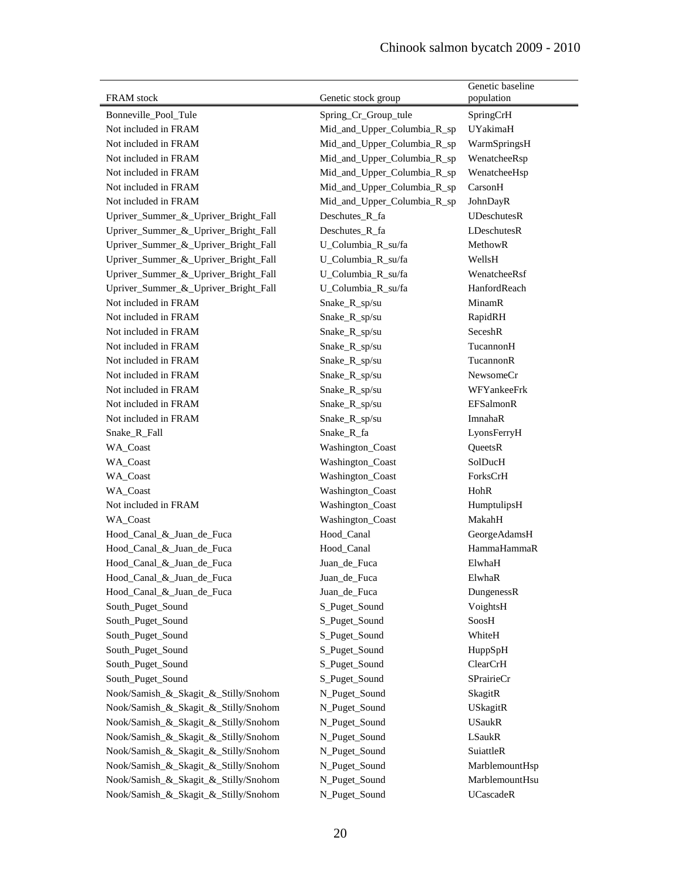| FRAM stock | Genetic stock group | Genetic baseline population |
|---|---|---|
| Bonneville_Pool_Tule | Spring_Cr_Group_tule | SpringCrH |
| Not included in FRAM | Mid_and_Upper_Columbia_R_sp | UYakimaH |
| Not included in FRAM | Mid_and_Upper_Columbia_R_sp | WarmSpringsH |
| Not included in FRAM | Mid_and_Upper_Columbia_R_sp | WenatcheeRsp |
| Not included in FRAM | Mid_and_Upper_Columbia_R_sp | WenatcheeHsp |
| Not included in FRAM | Mid_and_Upper_Columbia_R_sp | CarsonH |
| Not included in FRAM | Mid_and_Upper_Columbia_R_sp | JohnDayR |
| Upriver_Summer_&_Upriver_Bright_Fall | Deschutes_R_fa | UDeschutesR |
| Upriver_Summer_&_Upriver_Bright_Fall | Deschutes_R_fa | LDeschutesR |
| Upriver_Summer_&_Upriver_Bright_Fall | U_Columbia_R_su/fa | MethowR |
| Upriver_Summer_&_Upriver_Bright_Fall | U_Columbia_R_su/fa | WellsH |
| Upriver_Summer_&_Upriver_Bright_Fall | U_Columbia_R_su/fa | WenatcheeRsf |
| Upriver_Summer_&_Upriver_Bright_Fall | U_Columbia_R_su/fa | HanfordReach |
| Not included in FRAM | Snake_R_sp/su | MinamR |
| Not included in FRAM | Snake_R_sp/su | RapidRH |
| Not included in FRAM | Snake_R_sp/su | SeceshR |
| Not included in FRAM | Snake_R_sp/su | TucannonH |
| Not included in FRAM | Snake_R_sp/su | TucannonR |
| Not included in FRAM | Snake_R_sp/su | NewsomeCr |
| Not included in FRAM | Snake_R_sp/su | WFYankeeFrk |
| Not included in FRAM | Snake_R_sp/su | EFSalmonR |
| Not included in FRAM | Snake_R_sp/su | ImnahaR |
| Snake_R_Fall | Snake_R_fa | LyonsFerryH |
| WA_Coast | Washington_Coast | QueetsR |
| WA_Coast | Washington_Coast | SolDucH |
| WA_Coast | Washington_Coast | ForksCrH |
| WA_Coast | Washington_Coast | HohR |
| Not included in FRAM | Washington_Coast | HumptulipsH |
| WA_Coast | Washington_Coast | MakahH |
| Hood_Canal_&_Juan_de_Fuca | Hood_Canal | GeorgeAdamsH |
| Hood_Canal_&_Juan_de_Fuca | Hood_Canal | HammaHammaR |
| Hood_Canal_&_Juan_de_Fuca | Juan_de_Fuca | ElwhaH |
| Hood_Canal_&_Juan_de_Fuca | Juan_de_Fuca | ElwhaR |
| Hood_Canal_&_Juan_de_Fuca | Juan_de_Fuca | DungenessR |
| South_Puget_Sound | S_Puget_Sound | VoightsH |
| South_Puget_Sound | S_Puget_Sound | SoosH |
| South_Puget_Sound | S_Puget_Sound | WhiteH |
| South_Puget_Sound | S_Puget_Sound | HuppSpH |
| South_Puget_Sound | S_Puget_Sound | ClearCrH |
| South_Puget_Sound | S_Puget_Sound | SPrairieCr |
| Nook/Samish_&_Skagit_&_Stilly/Snohom | N_Puget_Sound | SkagitR |
| Nook/Samish_&_Skagit_&_Stilly/Snohom | N_Puget_Sound | USkagitR |
| Nook/Samish_&_Skagit_&_Stilly/Snohom | N_Puget_Sound | USaukR |
| Nook/Samish_&_Skagit_&_Stilly/Snohom | N_Puget_Sound | LSaukR |
| Nook/Samish_&_Skagit_&_Stilly/Snohom | N_Puget_Sound | SuiattleR |
| Nook/Samish_&_Skagit_&_Stilly/Snohom | N_Puget_Sound | MarblemountHsp |
| Nook/Samish_&_Skagit_&_Stilly/Snohom | N_Puget_Sound | MarblemountHsu |
| Nook/Samish_&_Skagit_&_Stilly/Snohom | N_Puget_Sound | UCascadeR |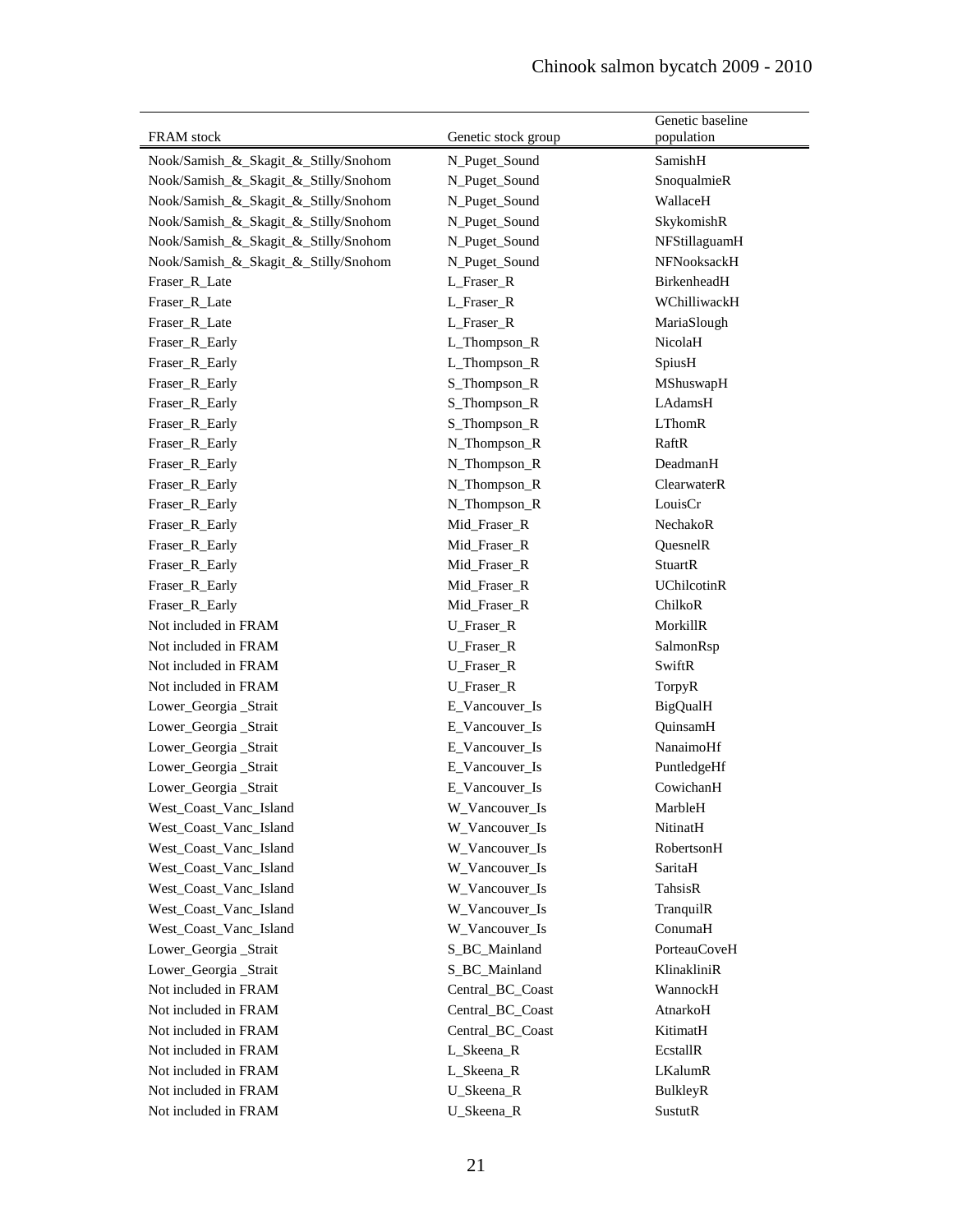| FRAM stock | Genetic stock group | Genetic baseline population |
|---|---|---|
| Nook/Samish_&_Skagit_&_Stilly/Snohom | N_Puget_Sound | SamishH |
| Nook/Samish_&_Skagit_&_Stilly/Snohom | N_Puget_Sound | SnoqualmieR |
| Nook/Samish_&_Skagit_&_Stilly/Snohom | N_Puget_Sound | WallaceH |
| Nook/Samish_&_Skagit_&_Stilly/Snohom | N_Puget_Sound | SkykomishR |
| Nook/Samish_&_Skagit_&_Stilly/Snohom | N_Puget_Sound | NFStillaguamH |
| Nook/Samish_&_Skagit_&_Stilly/Snohom | N_Puget_Sound | NFNooksackH |
| Fraser_R_Late | L_Fraser_R | BirkenheadH |
| Fraser_R_Late | L_Fraser_R | WChilliwackH |
| Fraser_R_Late | L_Fraser_R | MariaSlough |
| Fraser_R_Early | L_Thompson_R | NicolaH |
| Fraser_R_Early | L_Thompson_R | SpiusH |
| Fraser_R_Early | S_Thompson_R | MShuswapH |
| Fraser_R_Early | S_Thompson_R | LAdamsH |
| Fraser_R_Early | S_Thompson_R | LThomR |
| Fraser_R_Early | N_Thompson_R | RaftR |
| Fraser_R_Early | N_Thompson_R | DeadmanH |
| Fraser_R_Early | N_Thompson_R | ClearwaterR |
| Fraser_R_Early | N_Thompson_R | LouisCr |
| Fraser_R_Early | Mid_Fraser_R | NechakoR |
| Fraser_R_Early | Mid_Fraser_R | QuesnelR |
| Fraser_R_Early | Mid_Fraser_R | StuartR |
| Fraser_R_Early | Mid_Fraser_R | UChilcotinR |
| Fraser_R_Early | Mid_Fraser_R | ChilkoR |
| Not included in FRAM | U_Fraser_R | MorkillR |
| Not included in FRAM | U_Fraser_R | SalmonRsp |
| Not included in FRAM | U_Fraser_R | SwiftR |
| Not included in FRAM | U_Fraser_R | TorpyR |
| Lower_Georgia _Strait | E_Vancouver_Is | BigQualH |
| Lower_Georgia _Strait | E_Vancouver_Is | QuinsamH |
| Lower_Georgia _Strait | E_Vancouver_Is | NanaimoHf |
| Lower_Georgia _Strait | E_Vancouver_Is | PuntledgeHf |
| Lower_Georgia _Strait | E_Vancouver_Is | CowichanH |
| West_Coast_Vanc_Island | W_Vancouver_Is | MarbleH |
| West_Coast_Vanc_Island | W_Vancouver_Is | NitinatH |
| West_Coast_Vanc_Island | W_Vancouver_Is | RobertsonH |
| West_Coast_Vanc_Island | W_Vancouver_Is | SaritaH |
| West_Coast_Vanc_Island | W_Vancouver_Is | TahsisR |
| West_Coast_Vanc_Island | W_Vancouver_Is | TranquilR |
| West_Coast_Vanc_Island | W_Vancouver_Is | ConumaH |
| Lower_Georgia _Strait | S_BC_Mainland | PorteauCoveH |
| Lower_Georgia _Strait | S_BC_Mainland | KlinakliniR |
| Not included in FRAM | Central_BC_Coast | WannockH |
| Not included in FRAM | Central_BC_Coast | AtnarkoH |
| Not included in FRAM | Central_BC_Coast | KitimatH |
| Not included in FRAM | L_Skeena_R | EcstallR |
| Not included in FRAM | L_Skeena_R | LKalumR |
| Not included in FRAM | U_Skeena_R | BulkleyR |
| Not included in FRAM | U_Skeena_R | SustutR |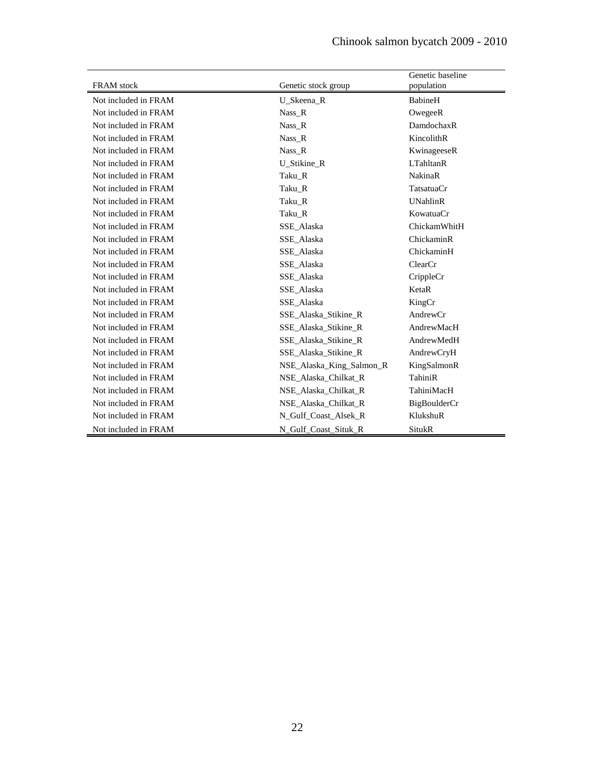| FRAM stock | Genetic stock group | Genetic baseline population |
|---|---|---|
| Not included in FRAM | U_Skeena_R | BabineH |
| Not included in FRAM | Nass_R | OwegeeR |
| Not included in FRAM | Nass_R | DamdochaxR |
| Not included in FRAM | Nass_R | KincolithR |
| Not included in FRAM | Nass_R | KwinageeseR |
| Not included in FRAM | U_Stikine_R | LTahltanR |
| Not included in FRAM | Taku_R | NakinaR |
| Not included in FRAM | Taku_R | TatsatuaCr |
| Not included in FRAM | Taku_R | UNahlinR |
| Not included in FRAM | Taku_R | KowatuaCr |
| Not included in FRAM | SSE_Alaska | ChickamWhitH |
| Not included in FRAM | SSE_Alaska | ChickaminR |
| Not included in FRAM | SSE_Alaska | ChickaminH |
| Not included in FRAM | SSE_Alaska | ClearCr |
| Not included in FRAM | SSE_Alaska | CrippleCr |
| Not included in FRAM | SSE_Alaska | KetaR |
| Not included in FRAM | SSE_Alaska | KingCr |
| Not included in FRAM | SSE_Alaska_Stikine_R | AndrewCr |
| Not included in FRAM | SSE_Alaska_Stikine_R | AndrewMacH |
| Not included in FRAM | SSE_Alaska_Stikine_R | AndrewMedH |
| Not included in FRAM | SSE_Alaska_Stikine_R | AndrewCryH |
| Not included in FRAM | NSE_Alaska_King_Salmon_R | KingSalmonR |
| Not included in FRAM | NSE_Alaska_Chilkat_R | TahiniR |
| Not included in FRAM | NSE_Alaska_Chilkat_R | TahiniMacH |
| Not included in FRAM | NSE_Alaska_Chilkat_R | BigBoulderCr |
| Not included in FRAM | N_Gulf_Coast_Alsek_R | KlukshuR |
| Not included in FRAM | N_Gulf_Coast_Situk_R | SitukR |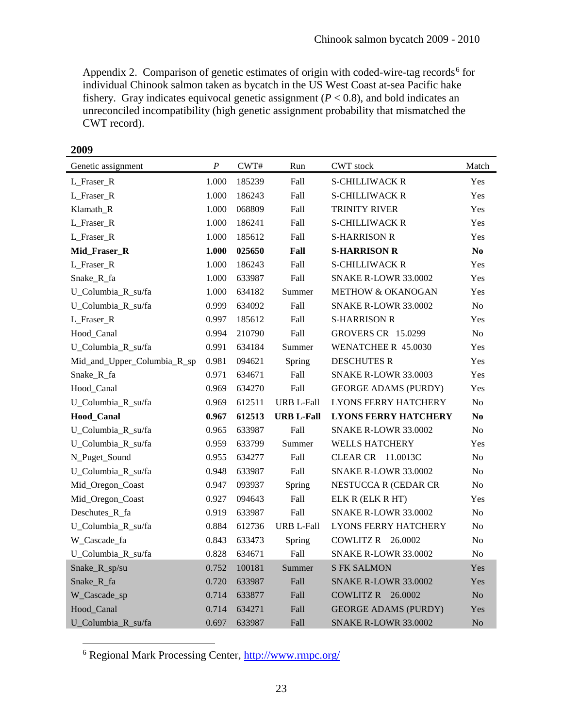Appendix 2. Comparison of genetic estimates of origin with coded-wire-tag records[6] for individual Chinook salmon taken as bycatch in the US West Coast at-sea Pacific hake fishery. Gray indicates equivocal genetic assignment ($P < 0.8$), and bold indicates an unreconciled incompatibility (high genetic assignment probability that mismatched the CWT record).

**2009**

| Genetic assignment | *P* | CWT# | Run | CWT stock | Match |
|---|---|---|---|---|---|
| L_Fraser_R | 1.000 | 185239 | Fall | S-CHILLIWACK R | Yes |
| L_Fraser_R | 1.000 | 186243 | Fall | S-CHILLIWACK R | Yes |
| Klamath_R | 1.000 | 068809 | Fall | TRINITY RIVER | Yes |
| L_Fraser_R | 1.000 | 186241 | Fall | S-CHILLIWACK R | Yes |
| L_Fraser_R | 1.000 | 185612 | Fall | S-HARRISON R | Yes |
| **Mid_Fraser_R** | **1.000** | **025650** | **Fall** | **S-HARRISON R** | **No** |
| L_Fraser_R | 1.000 | 186243 | Fall | S-CHILLIWACK R | Yes |
| Snake_R_fa | 1.000 | 633987 | Fall | SNAKE R-LOWR 33.0002 | Yes |
| U_Columbia_R_su/fa | 1.000 | 634182 | Summer | METHOW & OKANOGAN | Yes |
| U_Columbia_R_su/fa | 0.999 | 634092 | Fall | SNAKE R-LOWR 33.0002 | No |
| L_Fraser_R | 0.997 | 185612 | Fall | S-HARRISON R | Yes |
| Hood_Canal | 0.994 | 210790 | Fall | GROVERS CR 15.0299 | No |
| U_Columbia_R_su/fa | 0.991 | 634184 | Summer | WENATCHEE R 45.0030 | Yes |
| Mid_and_Upper_Columbia_R_sp | 0.981 | 094621 | Spring | DESCHUTES R | Yes |
| Snake_R_fa | 0.971 | 634671 | Fall | SNAKE R-LOWR 33.0003 | Yes |
| Hood_Canal | 0.969 | 634270 | Fall | GEORGE ADAMS (PURDY) | Yes |
| U_Columbia_R_su/fa | 0.969 | 612511 | URB L-Fall | LYONS FERRY HATCHERY | No |
| **Hood_Canal** | **0.967** | **612513** | **URB L-Fall** | **LYONS FERRY HATCHERY** | **No** |
| U_Columbia_R_su/fa | 0.965 | 633987 | Fall | SNAKE R-LOWR 33.0002 | No |
| U_Columbia_R_su/fa | 0.959 | 633799 | Summer | WELLS HATCHERY | Yes |
| N_Puget_Sound | 0.955 | 634277 | Fall | CLEAR CR 11.0013C | No |
| U_Columbia_R_su/fa | 0.948 | 633987 | Fall | SNAKE R-LOWR 33.0002 | No |
| Mid_Oregon_Coast | 0.947 | 093937 | Spring | NESTUCCA R (CEDAR CR | No |
| Mid_Oregon_Coast | 0.927 | 094643 | Fall | ELK R (ELK R HT) | Yes |
| Deschutes_R_fa | 0.919 | 633987 | Fall | SNAKE R-LOWR 33.0002 | No |
| U_Columbia_R_su/fa | 0.884 | 612736 | URB L-Fall | LYONS FERRY HATCHERY | No |
| W_Cascade_fa | 0.843 | 633473 | Spring | COWLITZ R 26.0002 | No |
| U_Columbia_R_su/fa | 0.828 | 634671 | Fall | SNAKE R-LOWR 33.0002 | No |
| Snake_R_sp/su | 0.752 | 100181 | Summer | S FK SALMON | Yes |
| Snake_R_fa | 0.720 | 633987 | Fall | SNAKE R-LOWR 33.0002 | Yes |
| W_Cascade_sp | 0.714 | 633877 | Fall | COWLITZ R 26.0002 | No |
| Hood_Canal | 0.714 | 634271 | Fall | GEORGE ADAMS (PURDY) | Yes |
| U_Columbia_R_su/fa | 0.697 | 633987 | Fall | SNAKE R-LOWR 33.0002 | No |

[6] Regional Mark Processing Center, http://www.rmpc.org/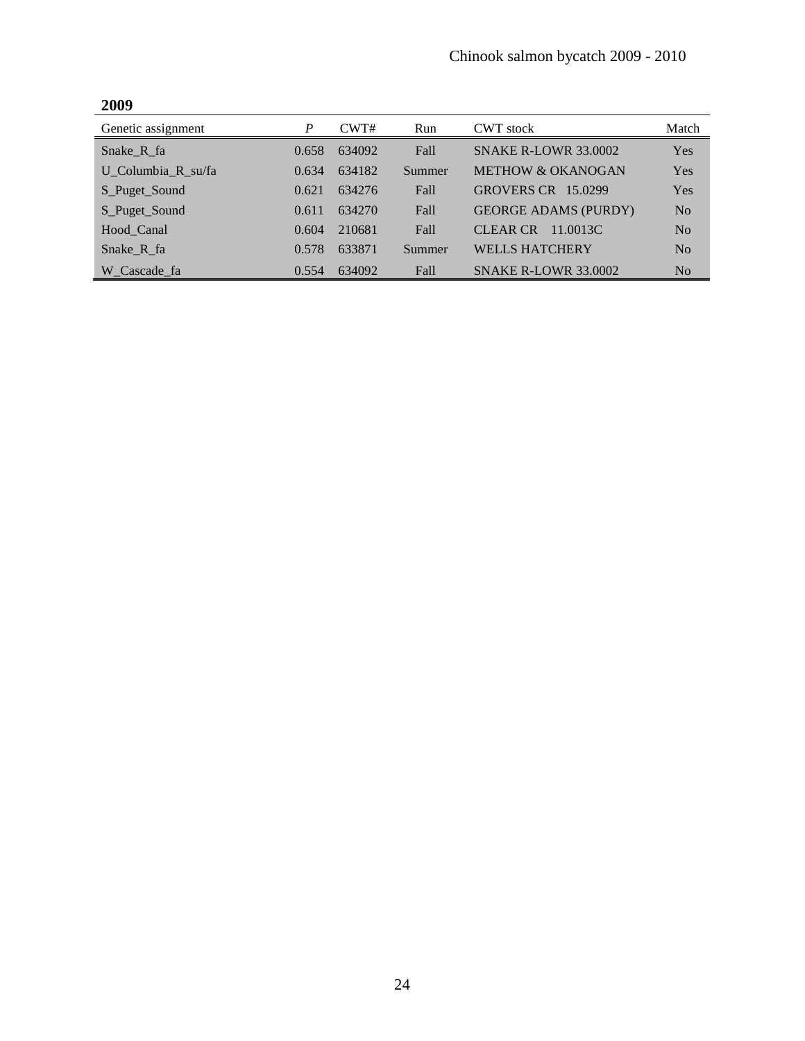**2009**

| Genetic assignment | *P* | CWT# | Run | CWT stock | Match |
|---|---|---|---|---|---|
| Snake_R_fa | 0.658 | 634092 | Fall | SNAKE R-LOWR 33.0002 | Yes |
| U_Columbia_R_su/fa | 0.634 | 634182 | Summer | METHOW & OKANOGAN | Yes |
| S_Puget_Sound | 0.621 | 634276 | Fall | GROVERS CR 15.0299 | Yes |
| S_Puget_Sound | 0.611 | 634270 | Fall | GEORGE ADAMS (PURDY) | No |
| Hood_Canal | 0.604 | 210681 | Fall | CLEAR CR 11.0013C | No |
| Snake_R_fa | 0.578 | 633871 | Summer | WELLS HATCHERY | No |
| W_Cascade_fa | 0.554 | 634092 | Fall | SNAKE R-LOWR 33.0002 | No |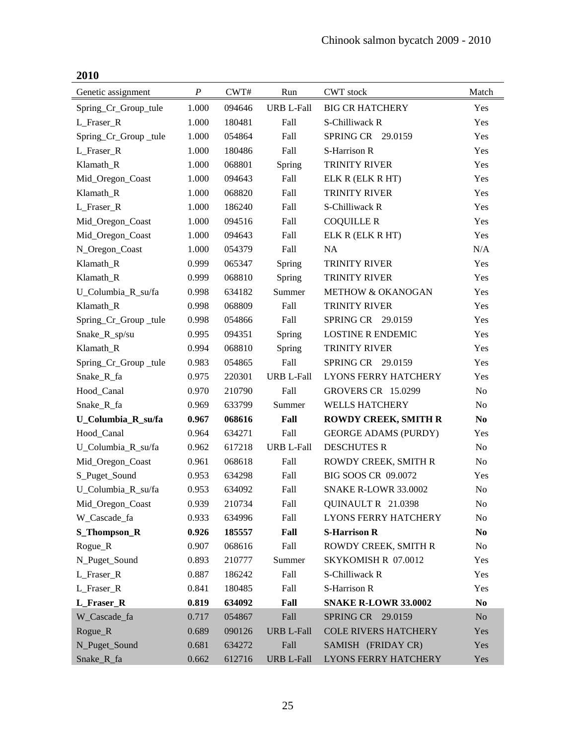**2010**

| Genetic assignment | *P* | CWT# | Run | CWT stock | Match |
|---|---|---|---|---|---|
| Spring_Cr_Group_tule | 1.000 | 094646 | URB L-Fall | BIG CR HATCHERY | Yes |
| L_Fraser_R | 1.000 | 180481 | Fall | S-Chilliwack R | Yes |
| Spring_Cr_Group _tule | 1.000 | 054864 | Fall | SPRING CR 29.0159 | Yes |
| L_Fraser_R | 1.000 | 180486 | Fall | S-Harrison R | Yes |
| Klamath_R | 1.000 | 068801 | Spring | TRINITY RIVER | Yes |
| Mid_Oregon_Coast | 1.000 | 094643 | Fall | ELK R (ELK R HT) | Yes |
| Klamath_R | 1.000 | 068820 | Fall | TRINITY RIVER | Yes |
| L_Fraser_R | 1.000 | 186240 | Fall | S-Chilliwack R | Yes |
| Mid_Oregon_Coast | 1.000 | 094516 | Fall | COQUILLE R | Yes |
| Mid_Oregon_Coast | 1.000 | 094643 | Fall | ELK R (ELK R HT) | Yes |
| N_Oregon_Coast | 1.000 | 054379 | Fall | NA | N/A |
| Klamath_R | 0.999 | 065347 | Spring | TRINITY RIVER | Yes |
| Klamath_R | 0.999 | 068810 | Spring | TRINITY RIVER | Yes |
| U_Columbia_R_su/fa | 0.998 | 634182 | Summer | METHOW & OKANOGAN | Yes |
| Klamath_R | 0.998 | 068809 | Fall | TRINITY RIVER | Yes |
| Spring_Cr_Group _tule | 0.998 | 054866 | Fall | SPRING CR 29.0159 | Yes |
| Snake_R_sp/su | 0.995 | 094351 | Spring | LOSTINE R ENDEMIC | Yes |
| Klamath_R | 0.994 | 068810 | Spring | TRINITY RIVER | Yes |
| Spring_Cr_Group _tule | 0.983 | 054865 | Fall | SPRING CR 29.0159 | Yes |
| Snake_R_fa | 0.975 | 220301 | URB L-Fall | LYONS FERRY HATCHERY | Yes |
| Hood_Canal | 0.970 | 210790 | Fall | GROVERS CR 15.0299 | No |
| Snake_R_fa | 0.969 | 633799 | Summer | WELLS HATCHERY | No |
| **U_Columbia_R_su/fa** | **0.967** | **068616** | **Fall** | **ROWDY CREEK, SMITH R** | **No** |
| Hood_Canal | 0.964 | 634271 | Fall | GEORGE ADAMS (PURDY) | Yes |
| U_Columbia_R_su/fa | 0.962 | 617218 | URB L-Fall | DESCHUTES R | No |
| Mid_Oregon_Coast | 0.961 | 068618 | Fall | ROWDY CREEK, SMITH R | No |
| S_Puget_Sound | 0.953 | 634298 | Fall | BIG SOOS CR 09.0072 | Yes |
| U_Columbia_R_su/fa | 0.953 | 634092 | Fall | SNAKE R-LOWR 33.0002 | No |
| Mid_Oregon_Coast | 0.939 | 210734 | Fall | QUINAULT R 21.0398 | No |
| W_Cascade_fa | 0.933 | 634996 | Fall | LYONS FERRY HATCHERY | No |
| **S_Thompson_R** | **0.926** | **185557** | **Fall** | **S-Harrison R** | **No** |
| Rogue_R | 0.907 | 068616 | Fall | ROWDY CREEK, SMITH R | No |
| N_Puget_Sound | 0.893 | 210777 | Summer | SKYKOMISH R 07.0012 | Yes |
| L_Fraser_R | 0.887 | 186242 | Fall | S-Chilliwack R | Yes |
| L_Fraser_R | 0.841 | 180485 | Fall | S-Harrison R | Yes |
| **L_Fraser_R** | **0.819** | **634092** | **Fall** | **SNAKE R-LOWR 33.0002** | **No** |
| W_Cascade_fa | 0.717 | 054867 | Fall | SPRING CR 29.0159 | No |
| Rogue_R | 0.689 | 090126 | URB L-Fall | COLE RIVERS HATCHERY | Yes |
| N_Puget_Sound | 0.681 | 634272 | Fall | SAMISH (FRIDAY CR) | Yes |
| Snake_R_fa | 0.662 | 612716 | URB L-Fall | LYONS FERRY HATCHERY | Yes |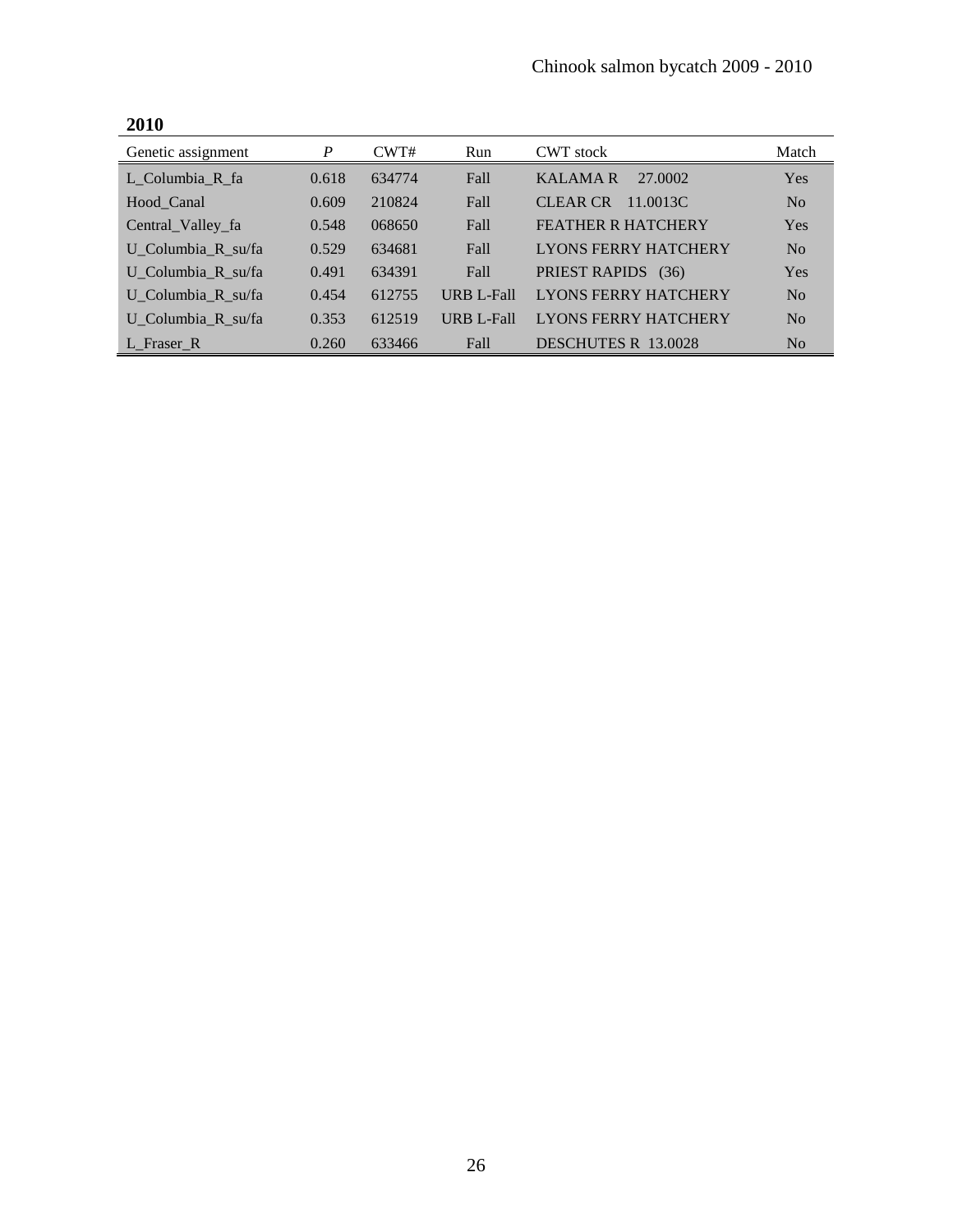**2010**

| Genetic assignment | *P* | CWT# | Run | CWT stock | Match |
|---|---|---|---|---|---|
| L_Columbia_R_fa | 0.618 | 634774 | Fall | KALAMA R 27.0002 | Yes |
| Hood_Canal | 0.609 | 210824 | Fall | CLEAR CR 11.0013C | No |
| Central_Valley_fa | 0.548 | 068650 | Fall | FEATHER R HATCHERY | Yes |
| U_Columbia_R_su/fa | 0.529 | 634681 | Fall | LYONS FERRY HATCHERY | No |
| U_Columbia_R_su/fa | 0.491 | 634391 | Fall | PRIEST RAPIDS (36) | Yes |
| U_Columbia_R_su/fa | 0.454 | 612755 | URB L-Fall | LYONS FERRY HATCHERY | No |
| U_Columbia_R_su/fa | 0.353 | 612519 | URB L-Fall | LYONS FERRY HATCHERY | No |
| L_Fraser_R | 0.260 | 633466 | Fall | DESCHUTES R 13.0028 | No |